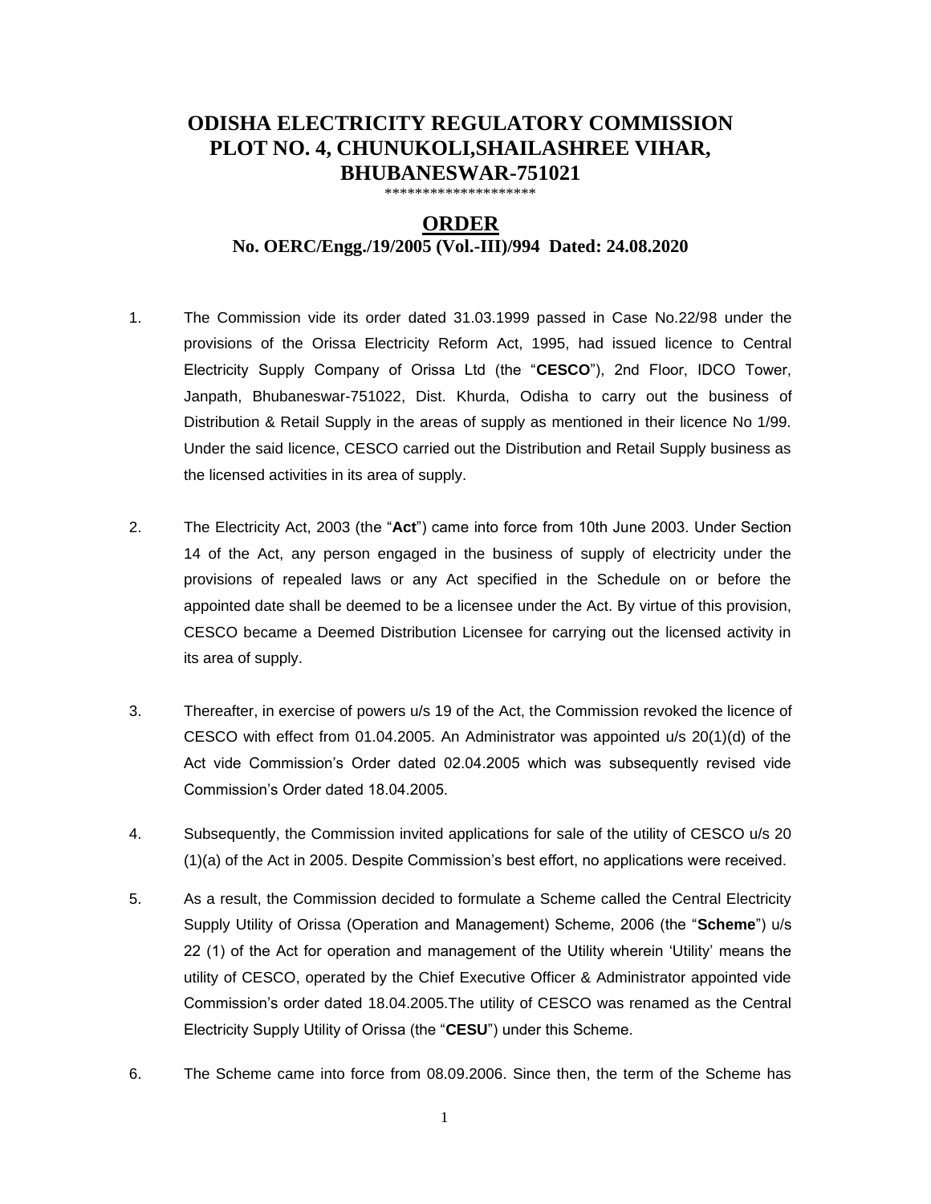# ODISHA ELECTRICITY REGULATORY COMMISSION
# PLOT NO. 4, CHUNUKOLI,SHAILASHREE VIHAR, BHUBANESWAR-751021

********************

## ORDER

**No. OERC/Engg./19/2005 (Vol.-III)/994 Dated: 24.08.2020**

1. The Commission vide its order dated 31.03.1999 passed in Case No.22/98 under the provisions of the Orissa Electricity Reform Act, 1995, had issued licence to Central Electricity Supply Company of Orissa Ltd (the "**CESCO**"), 2nd Floor, IDCO Tower, Janpath, Bhubaneswar-751022, Dist. Khurda, Odisha to carry out the business of Distribution & Retail Supply in the areas of supply as mentioned in their licence No 1/99. Under the said licence, CESCO carried out the Distribution and Retail Supply business as the licensed activities in its area of supply.

2. The Electricity Act, 2003 (the "**Act**") came into force from 10th June 2003. Under Section 14 of the Act, any person engaged in the business of supply of electricity under the provisions of repealed laws or any Act specified in the Schedule on or before the appointed date shall be deemed to be a licensee under the Act. By virtue of this provision, CESCO became a Deemed Distribution Licensee for carrying out the licensed activity in its area of supply.

3. Thereafter, in exercise of powers u/s 19 of the Act, the Commission revoked the licence of CESCO with effect from 01.04.2005. An Administrator was appointed u/s 20(1)(d) of the Act vide Commission's Order dated 02.04.2005 which was subsequently revised vide Commission's Order dated 18.04.2005.

4. Subsequently, the Commission invited applications for sale of the utility of CESCO u/s 20 (1)(a) of the Act in 2005. Despite Commission's best effort, no applications were received.

5. As a result, the Commission decided to formulate a Scheme called the Central Electricity Supply Utility of Orissa (Operation and Management) Scheme, 2006 (the "**Scheme**") u/s 22 (1) of the Act for operation and management of the Utility wherein 'Utility' means the utility of CESCO, operated by the Chief Executive Officer & Administrator appointed vide Commission's order dated 18.04.2005.The utility of CESCO was renamed as the Central Electricity Supply Utility of Orissa (the "**CESU**") under this Scheme.

6. The Scheme came into force from 08.09.2006. Since then, the term of the Scheme has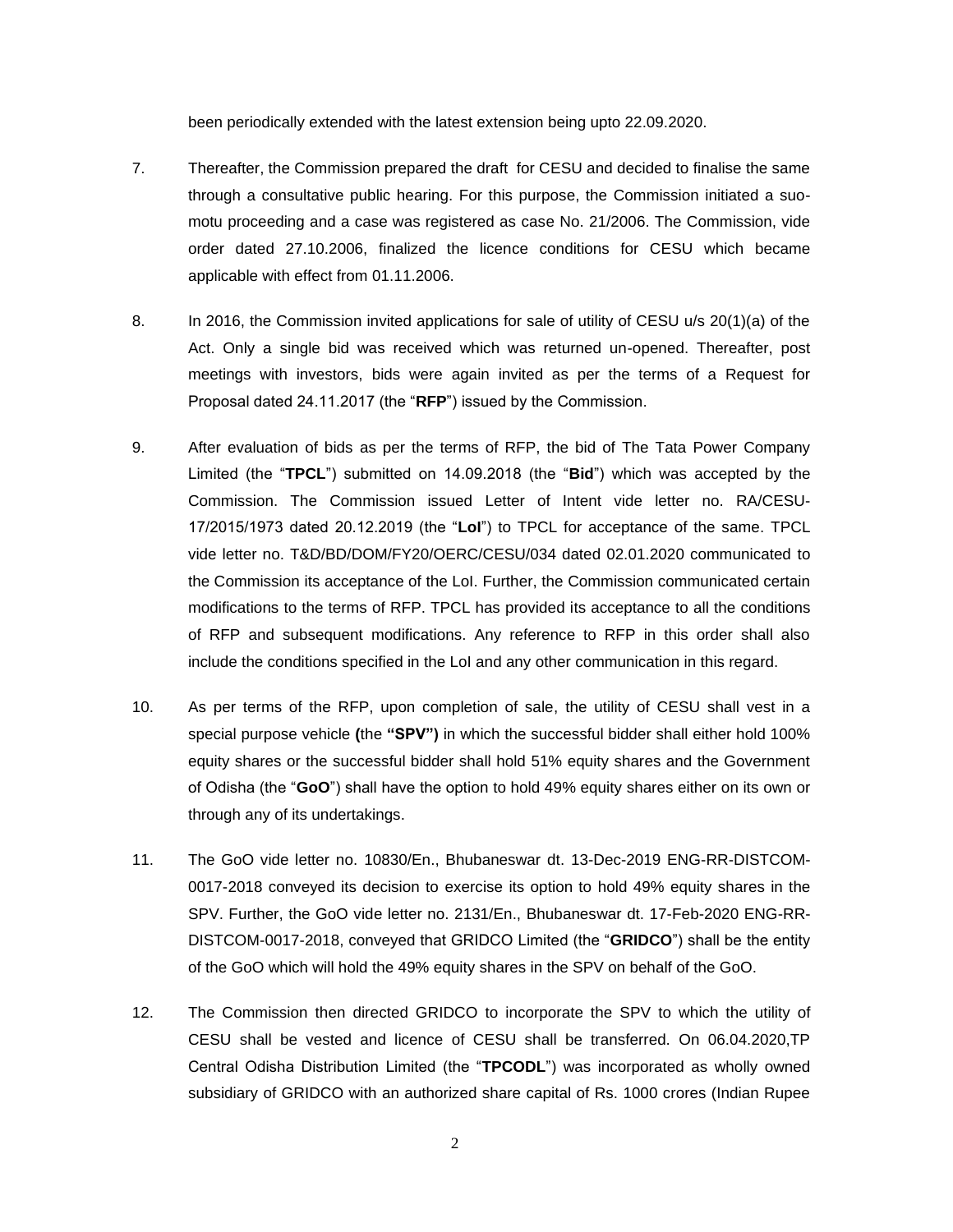been periodically extended with the latest extension being upto 22.09.2020.

7. Thereafter, the Commission prepared the draft for CESU and decided to finalise the same through a consultative public hearing. For this purpose, the Commission initiated a suo-motu proceeding and a case was registered as case No. 21/2006. The Commission, vide order dated 27.10.2006, finalized the licence conditions for CESU which became applicable with effect from 01.11.2006.

8. In 2016, the Commission invited applications for sale of utility of CESU u/s 20(1)(a) of the Act. Only a single bid was received which was returned un-opened. Thereafter, post meetings with investors, bids were again invited as per the terms of a Request for Proposal dated 24.11.2017 (the "**RFP**") issued by the Commission.

9. After evaluation of bids as per the terms of RFP, the bid of The Tata Power Company Limited (the "**TPCL**") submitted on 14.09.2018 (the "**Bid**") which was accepted by the Commission. The Commission issued Letter of Intent vide letter no. RA/CESU-17/2015/1973 dated 20.12.2019 (the "**LoI**") to TPCL for acceptance of the same. TPCL vide letter no. T&D/BD/DOM/FY20/OERC/CESU/034 dated 02.01.2020 communicated to the Commission its acceptance of the LoI. Further, the Commission communicated certain modifications to the terms of RFP. TPCL has provided its acceptance to all the conditions of RFP and subsequent modifications. Any reference to RFP in this order shall also include the conditions specified in the LoI and any other communication in this regard.

10. As per terms of the RFP, upon completion of sale, the utility of CESU shall vest in a special purpose vehicle **(**the **"SPV")** in which the successful bidder shall either hold 100% equity shares or the successful bidder shall hold 51% equity shares and the Government of Odisha (the "**GoO**") shall have the option to hold 49% equity shares either on its own or through any of its undertakings.

11. The GoO vide letter no. 10830/En., Bhubaneswar dt. 13-Dec-2019 ENG-RR-DISTCOM-0017-2018 conveyed its decision to exercise its option to hold 49% equity shares in the SPV. Further, the GoO vide letter no. 2131/En., Bhubaneswar dt. 17-Feb-2020 ENG-RR-DISTCOM-0017-2018, conveyed that GRIDCO Limited (the "**GRIDCO**") shall be the entity of the GoO which will hold the 49% equity shares in the SPV on behalf of the GoO.

12. The Commission then directed GRIDCO to incorporate the SPV to which the utility of CESU shall be vested and licence of CESU shall be transferred. On 06.04.2020,TP Central Odisha Distribution Limited (the "**TPCODL**") was incorporated as wholly owned subsidiary of GRIDCO with an authorized share capital of Rs. 1000 crores (Indian Rupee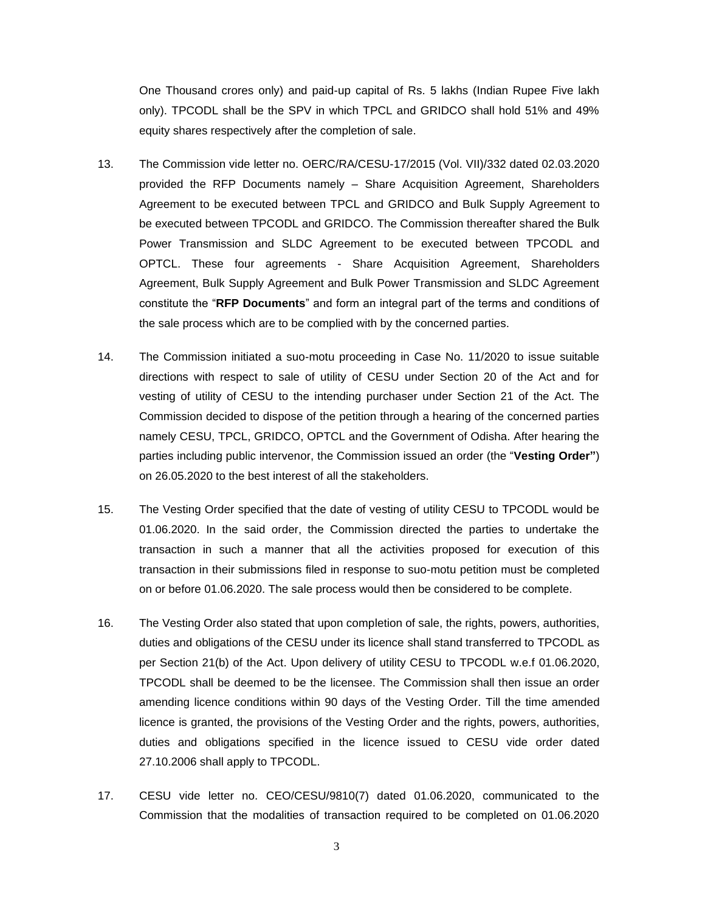One Thousand crores only) and paid-up capital of Rs. 5 lakhs (Indian Rupee Five lakh only). TPCODL shall be the SPV in which TPCL and GRIDCO shall hold 51% and 49% equity shares respectively after the completion of sale.

13. The Commission vide letter no. OERC/RA/CESU-17/2015 (Vol. VII)/332 dated 02.03.2020 provided the RFP Documents namely – Share Acquisition Agreement, Shareholders Agreement to be executed between TPCL and GRIDCO and Bulk Supply Agreement to be executed between TPCODL and GRIDCO. The Commission thereafter shared the Bulk Power Transmission and SLDC Agreement to be executed between TPCODL and OPTCL. These four agreements - Share Acquisition Agreement, Shareholders Agreement, Bulk Supply Agreement and Bulk Power Transmission and SLDC Agreement constitute the "**RFP Documents**" and form an integral part of the terms and conditions of the sale process which are to be complied with by the concerned parties.

14. The Commission initiated a suo-motu proceeding in Case No. 11/2020 to issue suitable directions with respect to sale of utility of CESU under Section 20 of the Act and for vesting of utility of CESU to the intending purchaser under Section 21 of the Act. The Commission decided to dispose of the petition through a hearing of the concerned parties namely CESU, TPCL, GRIDCO, OPTCL and the Government of Odisha. After hearing the parties including public intervenor, the Commission issued an order (the "**Vesting Order"**) on 26.05.2020 to the best interest of all the stakeholders.

15. The Vesting Order specified that the date of vesting of utility CESU to TPCODL would be 01.06.2020. In the said order, the Commission directed the parties to undertake the transaction in such a manner that all the activities proposed for execution of this transaction in their submissions filed in response to suo-motu petition must be completed on or before 01.06.2020. The sale process would then be considered to be complete.

16. The Vesting Order also stated that upon completion of sale, the rights, powers, authorities, duties and obligations of the CESU under its licence shall stand transferred to TPCODL as per Section 21(b) of the Act. Upon delivery of utility CESU to TPCODL w.e.f 01.06.2020, TPCODL shall be deemed to be the licensee. The Commission shall then issue an order amending licence conditions within 90 days of the Vesting Order. Till the time amended licence is granted, the provisions of the Vesting Order and the rights, powers, authorities, duties and obligations specified in the licence issued to CESU vide order dated 27.10.2006 shall apply to TPCODL.

17. CESU vide letter no. CEO/CESU/9810(7) dated 01.06.2020, communicated to the Commission that the modalities of transaction required to be completed on 01.06.2020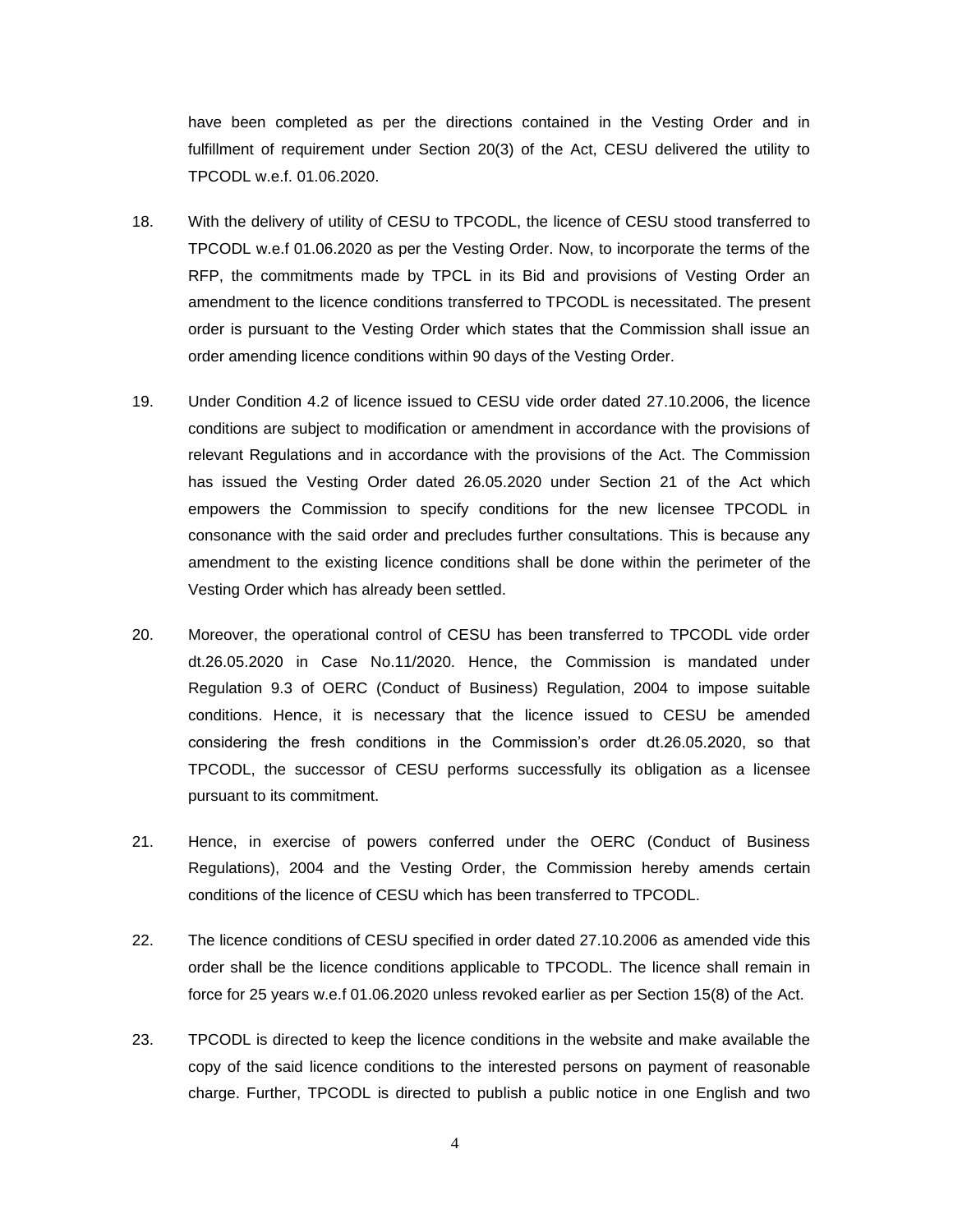have been completed as per the directions contained in the Vesting Order and in fulfillment of requirement under Section 20(3) of the Act, CESU delivered the utility to TPCODL w.e.f. 01.06.2020.

18. With the delivery of utility of CESU to TPCODL, the licence of CESU stood transferred to TPCODL w.e.f 01.06.2020 as per the Vesting Order. Now, to incorporate the terms of the RFP, the commitments made by TPCL in its Bid and provisions of Vesting Order an amendment to the licence conditions transferred to TPCODL is necessitated. The present order is pursuant to the Vesting Order which states that the Commission shall issue an order amending licence conditions within 90 days of the Vesting Order.

19. Under Condition 4.2 of licence issued to CESU vide order dated 27.10.2006, the licence conditions are subject to modification or amendment in accordance with the provisions of relevant Regulations and in accordance with the provisions of the Act. The Commission has issued the Vesting Order dated 26.05.2020 under Section 21 of the Act which empowers the Commission to specify conditions for the new licensee TPCODL in consonance with the said order and precludes further consultations. This is because any amendment to the existing licence conditions shall be done within the perimeter of the Vesting Order which has already been settled.

20. Moreover, the operational control of CESU has been transferred to TPCODL vide order dt.26.05.2020 in Case No.11/2020. Hence, the Commission is mandated under Regulation 9.3 of OERC (Conduct of Business) Regulation, 2004 to impose suitable conditions. Hence, it is necessary that the licence issued to CESU be amended considering the fresh conditions in the Commission's order dt.26.05.2020, so that TPCODL, the successor of CESU performs successfully its obligation as a licensee pursuant to its commitment.

21. Hence, in exercise of powers conferred under the OERC (Conduct of Business Regulations), 2004 and the Vesting Order, the Commission hereby amends certain conditions of the licence of CESU which has been transferred to TPCODL.

22. The licence conditions of CESU specified in order dated 27.10.2006 as amended vide this order shall be the licence conditions applicable to TPCODL. The licence shall remain in force for 25 years w.e.f 01.06.2020 unless revoked earlier as per Section 15(8) of the Act.

23. TPCODL is directed to keep the licence conditions in the website and make available the copy of the said licence conditions to the interested persons on payment of reasonable charge. Further, TPCODL is directed to publish a public notice in one English and two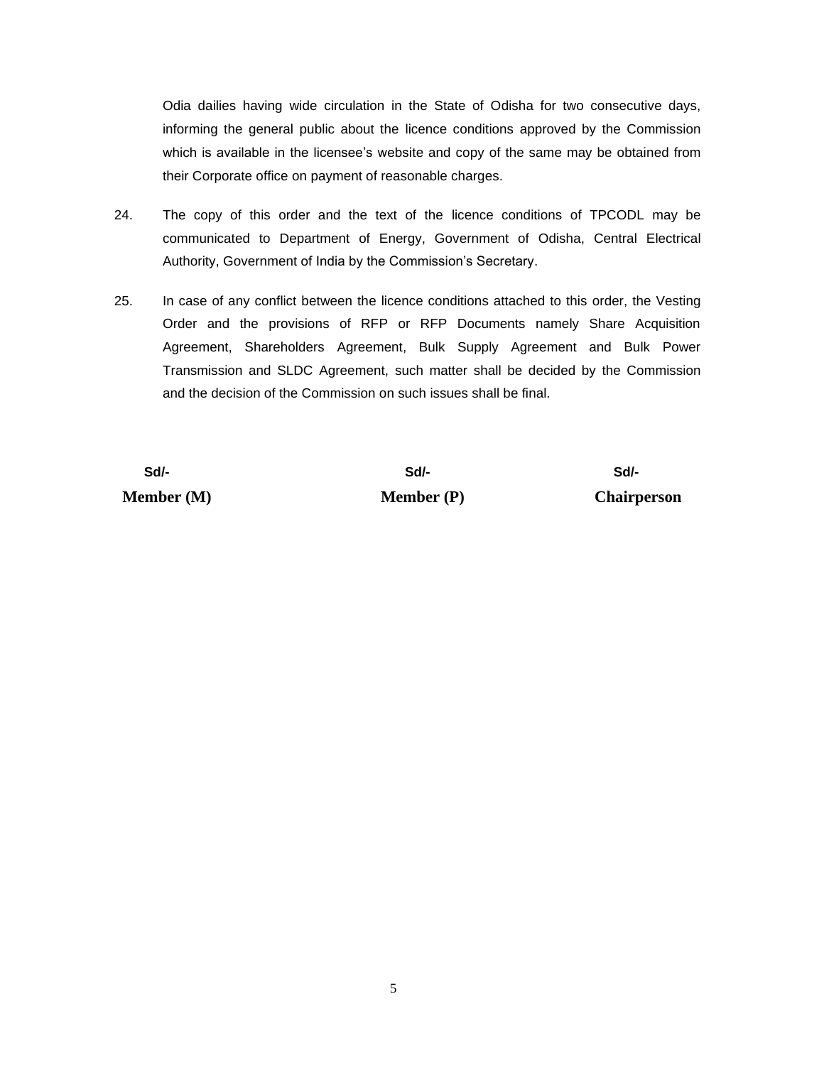Odia dailies having wide circulation in the State of Odisha for two consecutive days, informing the general public about the licence conditions approved by the Commission which is available in the licensee's website and copy of the same may be obtained from their Corporate office on payment of reasonable charges.

24. The copy of this order and the text of the licence conditions of TPCODL may be communicated to Department of Energy, Government of Odisha, Central Electrical Authority, Government of India by the Commission's Secretary.

25. In case of any conflict between the licence conditions attached to this order, the Vesting Order and the provisions of RFP or RFP Documents namely Share Acquisition Agreement, Shareholders Agreement, Bulk Supply Agreement and Bulk Power Transmission and SLDC Agreement, such matter shall be decided by the Commission and the decision of the Commission on such issues shall be final.

| Sd/- | Sd/- | Sd/- |
|---|---|---|
| **Member (M)** | **Member (P)** | **Chairperson** |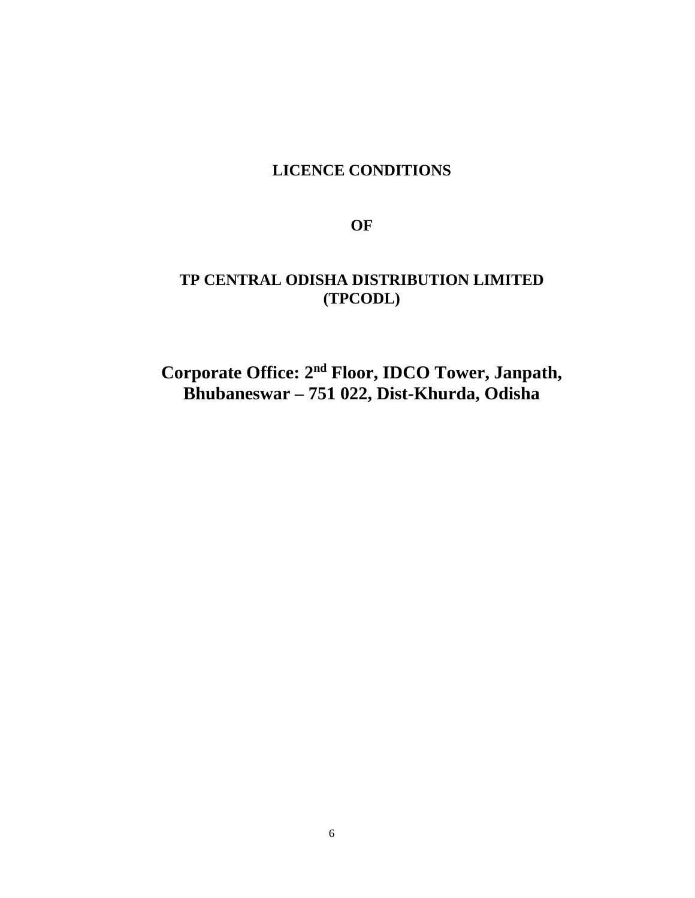# LICENCE CONDITIONS

# OF

# TP CENTRAL ODISHA DISTRIBUTION LIMITED (TPCODL)

**Corporate Office: 2nd Floor, IDCO Tower, Janpath, Bhubaneswar – 751 022, Dist-Khurda, Odisha**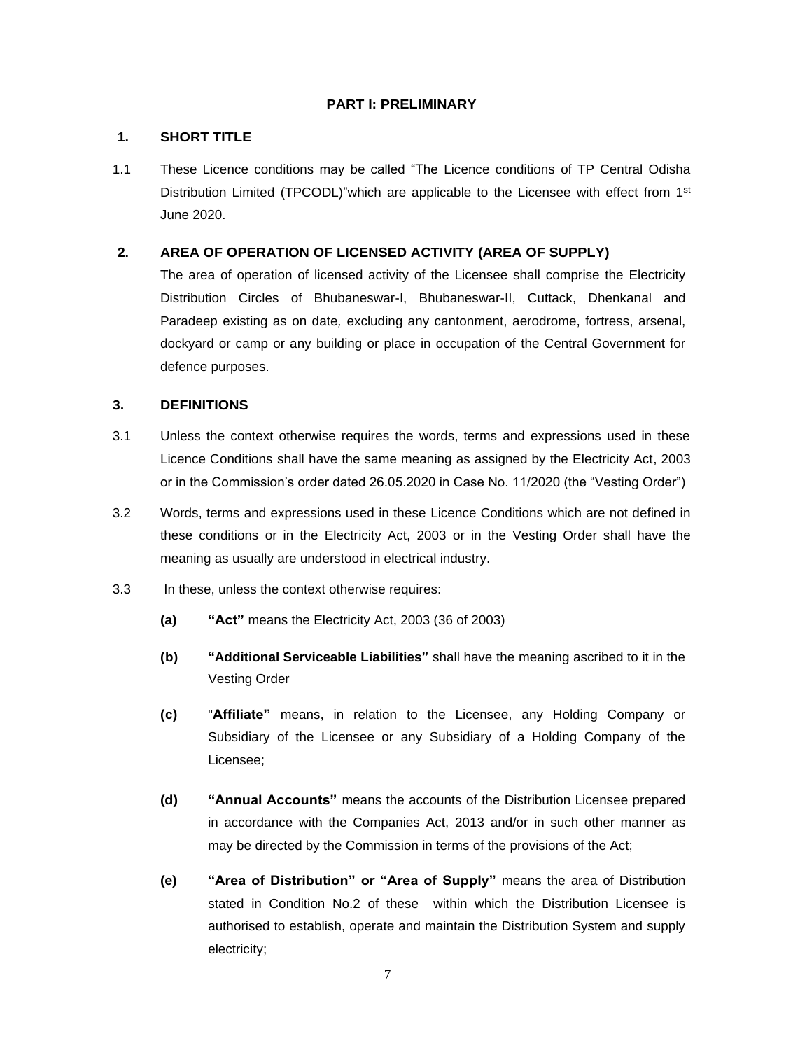## PART I: PRELIMINARY

### 1. SHORT TITLE

1.1 These Licence conditions may be called "The Licence conditions of TP Central Odisha Distribution Limited (TPCODL)"which are applicable to the Licensee with effect from 1st June 2020.

### 2. AREA OF OPERATION OF LICENSED ACTIVITY (AREA OF SUPPLY)

The area of operation of licensed activity of the Licensee shall comprise the Electricity Distribution Circles of Bhubaneswar-I, Bhubaneswar-II, Cuttack, Dhenkanal and Paradeep existing as on date, excluding any cantonment, aerodrome, fortress, arsenal, dockyard or camp or any building or place in occupation of the Central Government for defence purposes.

### 3. DEFINITIONS

3.1 Unless the context otherwise requires the words, terms and expressions used in these Licence Conditions shall have the same meaning as assigned by the Electricity Act, 2003 or in the Commission's order dated 26.05.2020 in Case No. 11/2020 (the "Vesting Order")

3.2 Words, terms and expressions used in these Licence Conditions which are not defined in these conditions or in the Electricity Act, 2003 or in the Vesting Order shall have the meaning as usually are understood in electrical industry.

3.3 In these, unless the context otherwise requires:

**(a)** **"Act"** means the Electricity Act, 2003 (36 of 2003)

**(b)** **"Additional Serviceable Liabilities"** shall have the meaning ascribed to it in the Vesting Order

**(c)** "**Affiliate"** means, in relation to the Licensee, any Holding Company or Subsidiary of the Licensee or any Subsidiary of a Holding Company of the Licensee;

**(d)** **"Annual Accounts"** means the accounts of the Distribution Licensee prepared in accordance with the Companies Act, 2013 and/or in such other manner as may be directed by the Commission in terms of the provisions of the Act;

**(e)** **"Area of Distribution" or "Area of Supply"** means the area of Distribution stated in Condition No.2 of these within which the Distribution Licensee is authorised to establish, operate and maintain the Distribution System and supply electricity;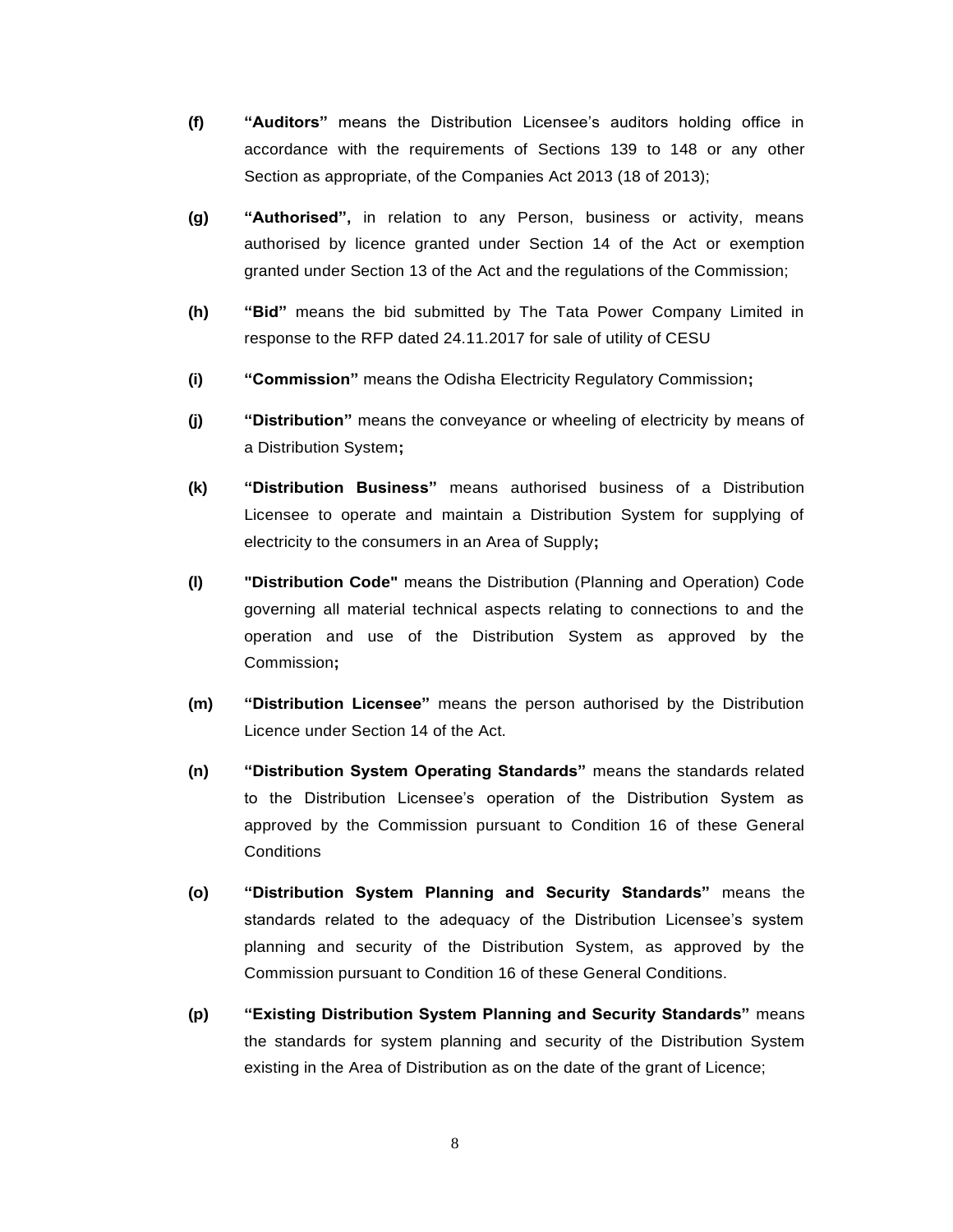**(f)** **“Auditors”** means the Distribution Licensee’s auditors holding office in accordance with the requirements of Sections 139 to 148 or any other Section as appropriate, of the Companies Act 2013 (18 of 2013);

**(g)** **“Authorised”,** in relation to any Person, business or activity, means authorised by licence granted under Section 14 of the Act or exemption granted under Section 13 of the Act and the regulations of the Commission;

**(h)** **“Bid”** means the bid submitted by The Tata Power Company Limited in response to the RFP dated 24.11.2017 for sale of utility of CESU

**(i)** **“Commission”** means the Odisha Electricity Regulatory Commission**;**

**(j)** **“Distribution”** means the conveyance or wheeling of electricity by means of a Distribution System**;**

**(k)** **“Distribution Business”** means authorised business of a Distribution Licensee to operate and maintain a Distribution System for supplying of electricity to the consumers in an Area of Supply**;**

**(l)** **"Distribution Code"** means the Distribution (Planning and Operation) Code governing all material technical aspects relating to connections to and the operation and use of the Distribution System as approved by the Commission**;**

**(m)** **“Distribution Licensee”** means the person authorised by the Distribution Licence under Section 14 of the Act.

**(n)** **“Distribution System Operating Standards”** means the standards related to the Distribution Licensee’s operation of the Distribution System as approved by the Commission pursuant to Condition 16 of these General Conditions

**(o)** **“Distribution System Planning and Security Standards”** means the standards related to the adequacy of the Distribution Licensee’s system planning and security of the Distribution System, as approved by the Commission pursuant to Condition 16 of these General Conditions.

**(p)** **“Existing Distribution System Planning and Security Standards”** means the standards for system planning and security of the Distribution System existing in the Area of Distribution as on the date of the grant of Licence;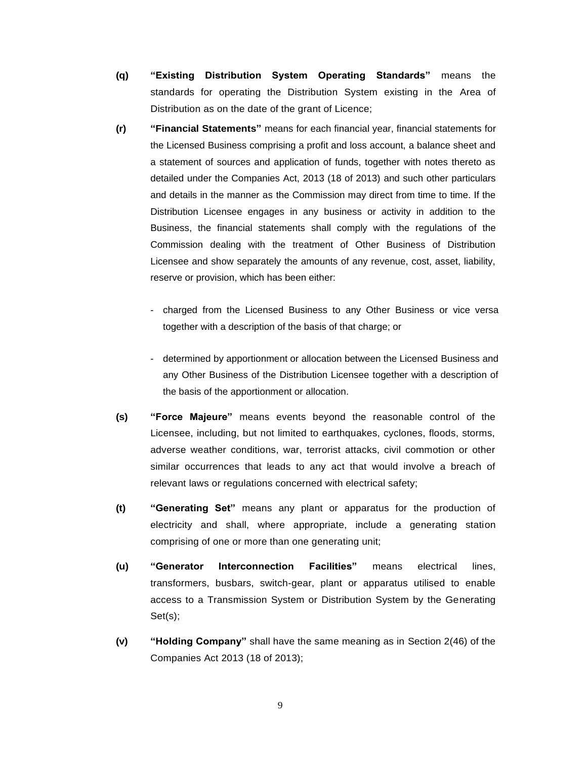**(q)** **“Existing Distribution System Operating Standards”** means the standards for operating the Distribution System existing in the Area of Distribution as on the date of the grant of Licence;

**(r)** **“Financial Statements”** means for each financial year, financial statements for the Licensed Business comprising a profit and loss account, a balance sheet and a statement of sources and application of funds, together with notes thereto as detailed under the Companies Act, 2013 (18 of 2013) and such other particulars and details in the manner as the Commission may direct from time to time. If the Distribution Licensee engages in any business or activity in addition to the Business, the financial statements shall comply with the regulations of the Commission dealing with the treatment of Other Business of Distribution Licensee and show separately the amounts of any revenue, cost, asset, liability, reserve or provision, which has been either:

- charged from the Licensed Business to any Other Business or vice versa together with a description of the basis of that charge; or

- determined by apportionment or allocation between the Licensed Business and any Other Business of the Distribution Licensee together with a description of the basis of the apportionment or allocation.

**(s)** **“Force Majeure”** means events beyond the reasonable control of the Licensee, including, but not limited to earthquakes, cyclones, floods, storms, adverse weather conditions, war, terrorist attacks, civil commotion or other similar occurrences that leads to any act that would involve a breach of relevant laws or regulations concerned with electrical safety;

**(t)** **“Generating Set”** means any plant or apparatus for the production of electricity and shall, where appropriate, include a generating station comprising of one or more than one generating unit;

**(u)** **“Generator Interconnection Facilities”** means electrical lines, transformers, busbars, switch-gear, plant or apparatus utilised to enable access to a Transmission System or Distribution System by the Generating Set(s);

**(v)** **“Holding Company”** shall have the same meaning as in Section 2(46) of the Companies Act 2013 (18 of 2013);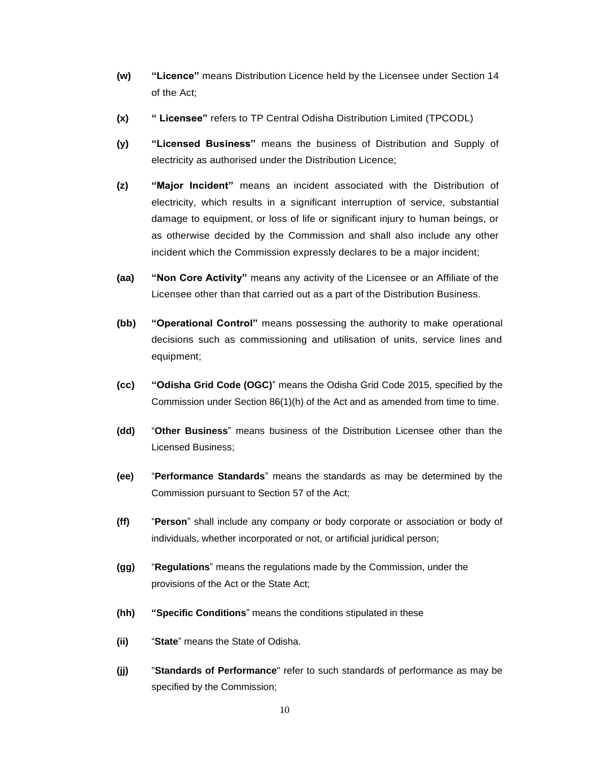**(w)** **"Licence"** means Distribution Licence held by the Licensee under Section 14 of the Act;

**(x)** **" Licensee"** refers to TP Central Odisha Distribution Limited (TPCODL)

**(y)** **"Licensed Business"** means the business of Distribution and Supply of electricity as authorised under the Distribution Licence;

**(z)** **"Major Incident"** means an incident associated with the Distribution of electricity, which results in a significant interruption of service, substantial damage to equipment, or loss of life or significant injury to human beings, or as otherwise decided by the Commission and shall also include any other incident which the Commission expressly declares to be a major incident;

**(aa)** **"Non Core Activity"** means any activity of the Licensee or an Affiliate of the Licensee other than that carried out as a part of the Distribution Business.

**(bb)** **"Operational Control"** means possessing the authority to make operational decisions such as commissioning and utilisation of units, service lines and equipment;

**(cc)** **"Odisha Grid Code (OGC)**" means the Odisha Grid Code 2015, specified by the Commission under Section 86(1)(h) of the Act and as amended from time to time.

**(dd)** "**Other Business**" means business of the Distribution Licensee other than the Licensed Business;

**(ee)** "**Performance Standards**" means the standards as may be determined by the Commission pursuant to Section 57 of the Act;

**(ff)** "**Person**" shall include any company or body corporate or association or body of individuals, whether incorporated or not, or artificial juridical person;

**(gg)** "**Regulations**" means the regulations made by the Commission, under the provisions of the Act or the State Act;

**(hh)** **"Specific Conditions**" means the conditions stipulated in these

**(ii)** "**State**" means the State of Odisha.

**(jj)** "**Standards of Performance**" refer to such standards of performance as may be specified by the Commission;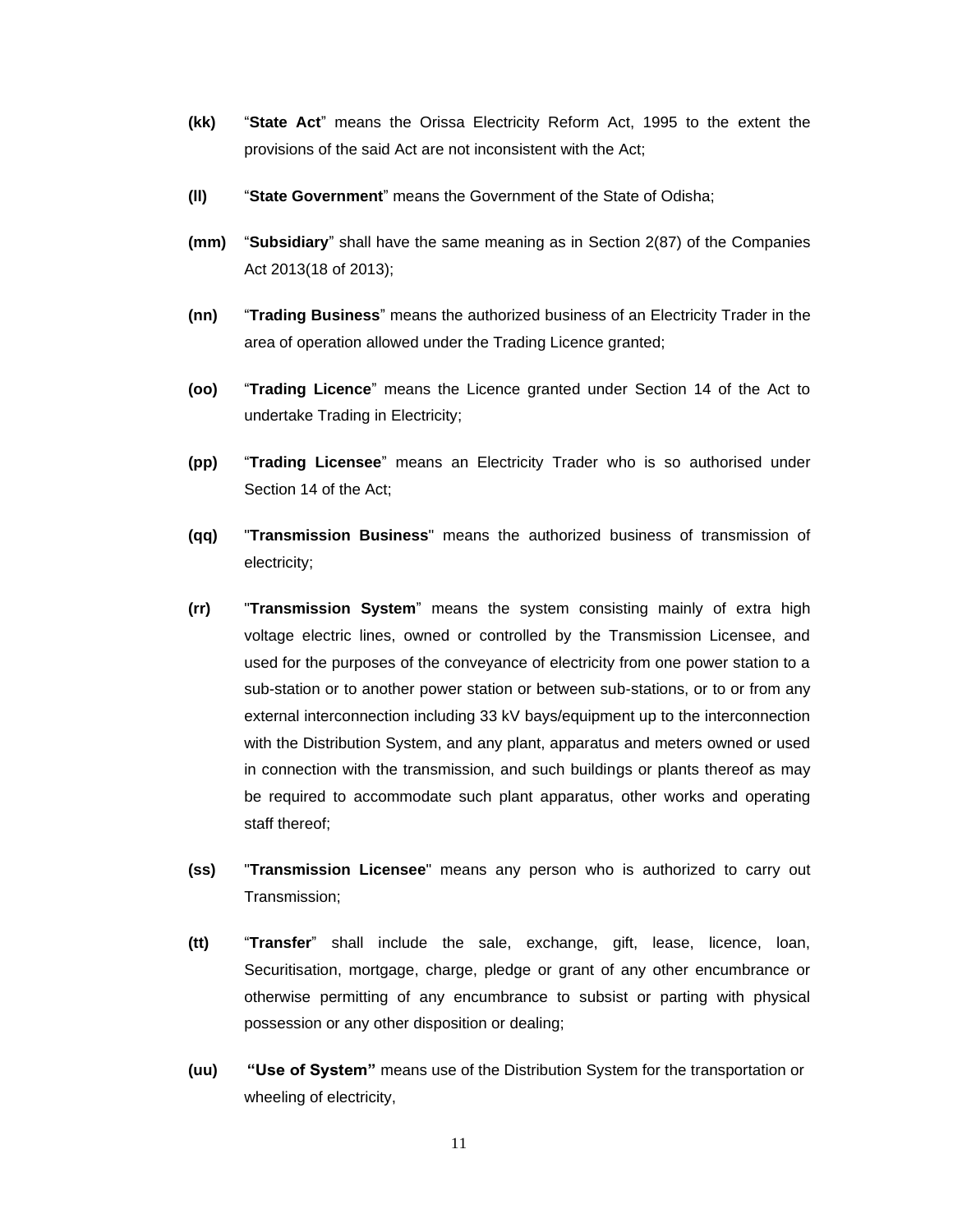**(kk)** "**State Act**" means the Orissa Electricity Reform Act, 1995 to the extent the provisions of the said Act are not inconsistent with the Act;

**(ll)** "**State Government**" means the Government of the State of Odisha;

**(mm)** "**Subsidiary**" shall have the same meaning as in Section 2(87) of the Companies Act 2013(18 of 2013);

**(nn)** "**Trading Business**" means the authorized business of an Electricity Trader in the area of operation allowed under the Trading Licence granted;

**(oo)** "**Trading Licence**" means the Licence granted under Section 14 of the Act to undertake Trading in Electricity;

**(pp)** "**Trading Licensee**" means an Electricity Trader who is so authorised under Section 14 of the Act;

**(qq)** "**Transmission Business**" means the authorized business of transmission of electricity;

**(rr)** "**Transmission System**" means the system consisting mainly of extra high voltage electric lines, owned or controlled by the Transmission Licensee, and used for the purposes of the conveyance of electricity from one power station to a sub-station or to another power station or between sub-stations, or to or from any external interconnection including 33 kV bays/equipment up to the interconnection with the Distribution System, and any plant, apparatus and meters owned or used in connection with the transmission, and such buildings or plants thereof as may be required to accommodate such plant apparatus, other works and operating staff thereof;

**(ss)** "**Transmission Licensee**" means any person who is authorized to carry out Transmission;

**(tt)** "**Transfer**" shall include the sale, exchange, gift, lease, licence, loan, Securitisation, mortgage, charge, pledge or grant of any other encumbrance or otherwise permitting of any encumbrance to subsist or parting with physical possession or any other disposition or dealing;

**(uu)** **"Use of System"** means use of the Distribution System for the transportation or wheeling of electricity,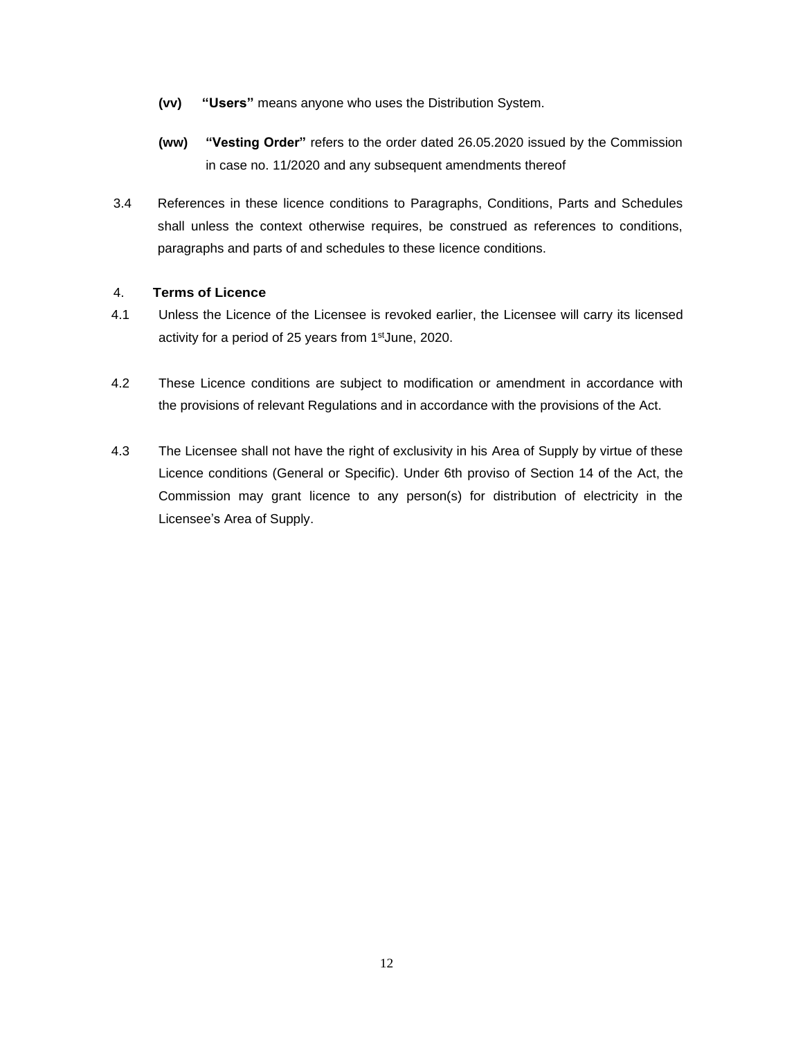**(vv)** **"Users"** means anyone who uses the Distribution System.

**(ww)** **"Vesting Order"** refers to the order dated 26.05.2020 issued by the Commission in case no. 11/2020 and any subsequent amendments thereof

3.4 References in these licence conditions to Paragraphs, Conditions, Parts and Schedules shall unless the context otherwise requires, be construed as references to conditions, paragraphs and parts of and schedules to these licence conditions.

4. **Terms of Licence**

4.1 Unless the Licence of the Licensee is revoked earlier, the Licensee will carry its licensed activity for a period of 25 years from 1st June, 2020.

4.2 These Licence conditions are subject to modification or amendment in accordance with the provisions of relevant Regulations and in accordance with the provisions of the Act.

4.3 The Licensee shall not have the right of exclusivity in his Area of Supply by virtue of these Licence conditions (General or Specific). Under 6th proviso of Section 14 of the Act, the Commission may grant licence to any person(s) for distribution of electricity in the Licensee's Area of Supply.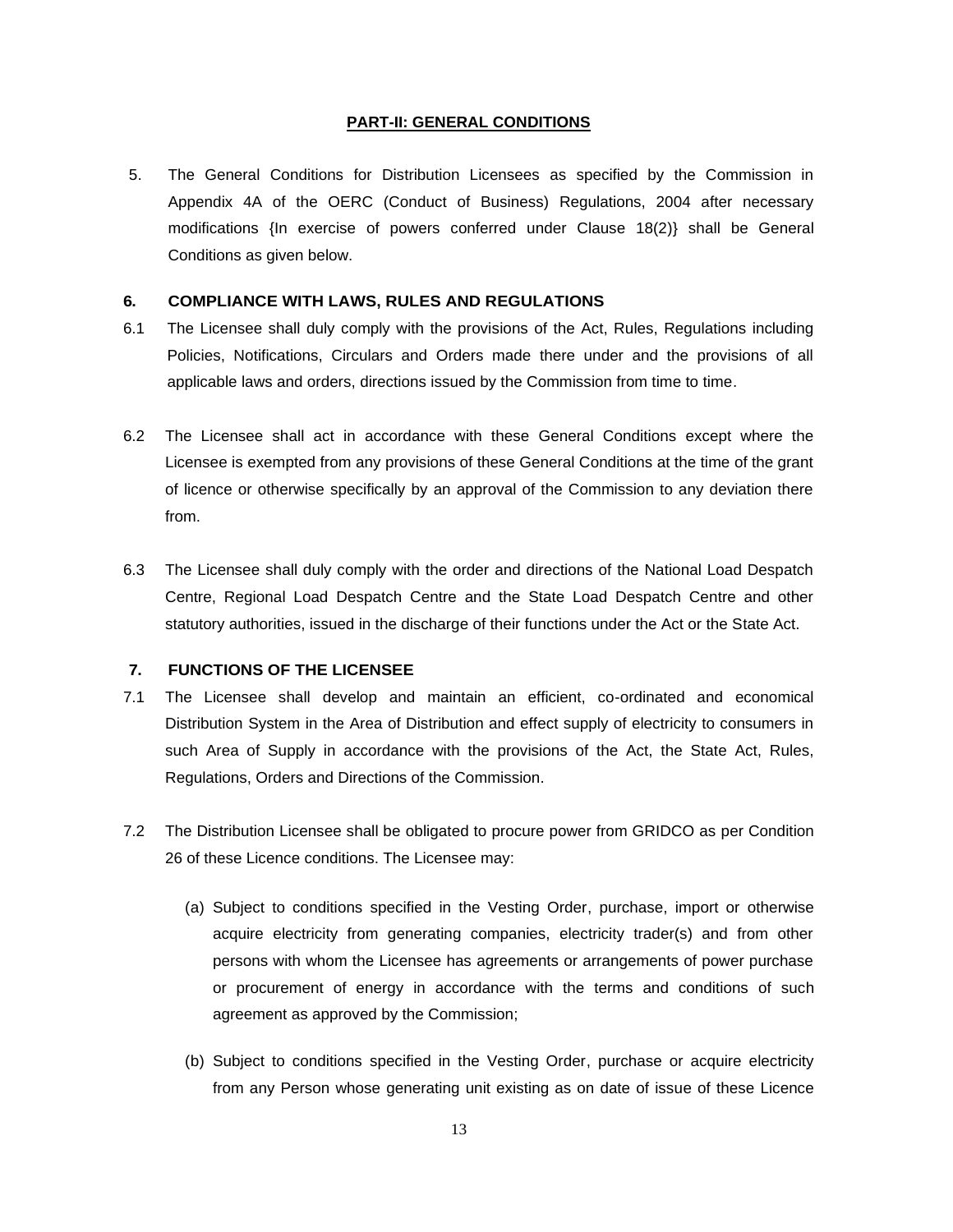## PART-II: GENERAL CONDITIONS

5. The General Conditions for Distribution Licensees as specified by the Commission in Appendix 4A of the OERC (Conduct of Business) Regulations, 2004 after necessary modifications {In exercise of powers conferred under Clause 18(2)} shall be General Conditions as given below.

### 6. COMPLIANCE WITH LAWS, RULES AND REGULATIONS

6.1 The Licensee shall duly comply with the provisions of the Act, Rules, Regulations including Policies, Notifications, Circulars and Orders made there under and the provisions of all applicable laws and orders, directions issued by the Commission from time to time.

6.2 The Licensee shall act in accordance with these General Conditions except where the Licensee is exempted from any provisions of these General Conditions at the time of the grant of licence or otherwise specifically by an approval of the Commission to any deviation there from.

6.3 The Licensee shall duly comply with the order and directions of the National Load Despatch Centre, Regional Load Despatch Centre and the State Load Despatch Centre and other statutory authorities, issued in the discharge of their functions under the Act or the State Act.

### 7. FUNCTIONS OF THE LICENSEE

7.1 The Licensee shall develop and maintain an efficient, co-ordinated and economical Distribution System in the Area of Distribution and effect supply of electricity to consumers in such Area of Supply in accordance with the provisions of the Act, the State Act, Rules, Regulations, Orders and Directions of the Commission.

7.2 The Distribution Licensee shall be obligated to procure power from GRIDCO as per Condition 26 of these Licence conditions. The Licensee may:

(a) Subject to conditions specified in the Vesting Order, purchase, import or otherwise acquire electricity from generating companies, electricity trader(s) and from other persons with whom the Licensee has agreements or arrangements of power purchase or procurement of energy in accordance with the terms and conditions of such agreement as approved by the Commission;

(b) Subject to conditions specified in the Vesting Order, purchase or acquire electricity from any Person whose generating unit existing as on date of issue of these Licence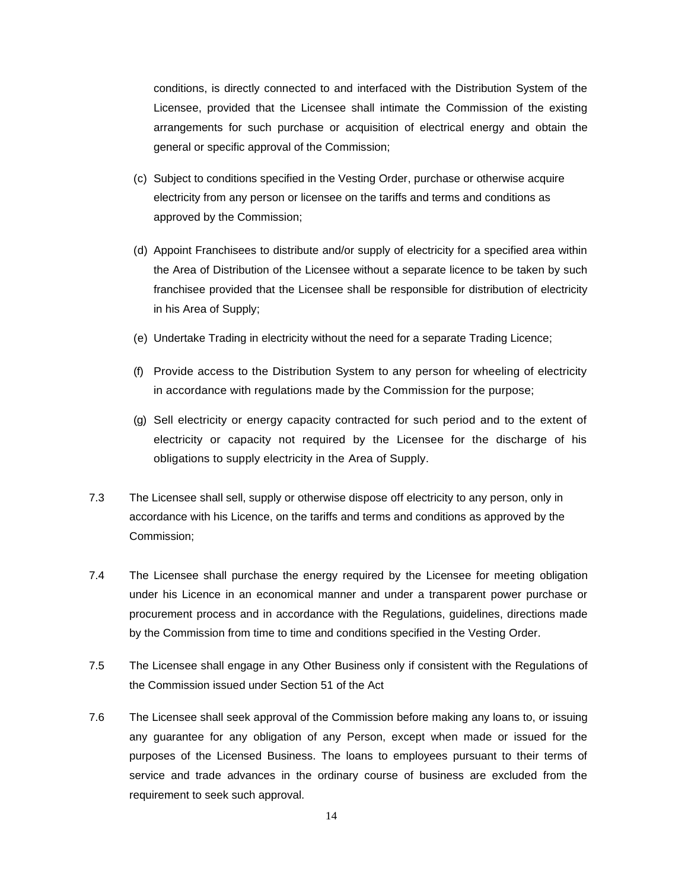conditions, is directly connected to and interfaced with the Distribution System of the Licensee, provided that the Licensee shall intimate the Commission of the existing arrangements for such purchase or acquisition of electrical energy and obtain the general or specific approval of the Commission;

(c) Subject to conditions specified in the Vesting Order, purchase or otherwise acquire electricity from any person or licensee on the tariffs and terms and conditions as approved by the Commission;

(d) Appoint Franchisees to distribute and/or supply of electricity for a specified area within the Area of Distribution of the Licensee without a separate licence to be taken by such franchisee provided that the Licensee shall be responsible for distribution of electricity in his Area of Supply;

(e) Undertake Trading in electricity without the need for a separate Trading Licence;

(f) Provide access to the Distribution System to any person for wheeling of electricity in accordance with regulations made by the Commission for the purpose;

(g) Sell electricity or energy capacity contracted for such period and to the extent of electricity or capacity not required by the Licensee for the discharge of his obligations to supply electricity in the Area of Supply.

7.3 The Licensee shall sell, supply or otherwise dispose off electricity to any person, only in accordance with his Licence, on the tariffs and terms and conditions as approved by the Commission;

7.4 The Licensee shall purchase the energy required by the Licensee for meeting obligation under his Licence in an economical manner and under a transparent power purchase or procurement process and in accordance with the Regulations, guidelines, directions made by the Commission from time to time and conditions specified in the Vesting Order.

7.5 The Licensee shall engage in any Other Business only if consistent with the Regulations of the Commission issued under Section 51 of the Act

7.6 The Licensee shall seek approval of the Commission before making any loans to, or issuing any guarantee for any obligation of any Person, except when made or issued for the purposes of the Licensed Business. The loans to employees pursuant to their terms of service and trade advances in the ordinary course of business are excluded from the requirement to seek such approval.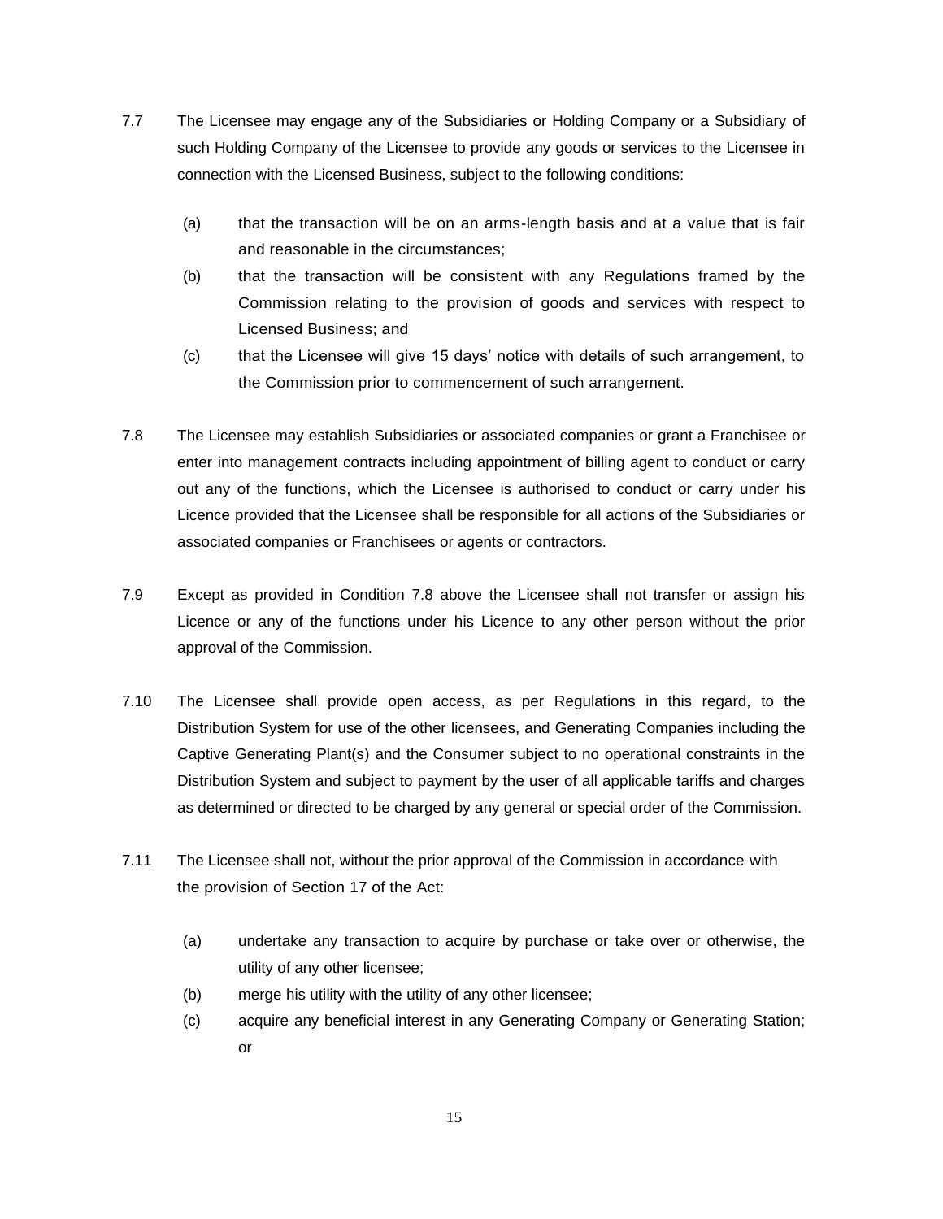7.7 The Licensee may engage any of the Subsidiaries or Holding Company or a Subsidiary of such Holding Company of the Licensee to provide any goods or services to the Licensee in connection with the Licensed Business, subject to the following conditions:

(a) that the transaction will be on an arms-length basis and at a value that is fair and reasonable in the circumstances;

(b) that the transaction will be consistent with any Regulations framed by the Commission relating to the provision of goods and services with respect to Licensed Business; and

(c) that the Licensee will give 15 days' notice with details of such arrangement, to the Commission prior to commencement of such arrangement.

7.8 The Licensee may establish Subsidiaries or associated companies or grant a Franchisee or enter into management contracts including appointment of billing agent to conduct or carry out any of the functions, which the Licensee is authorised to conduct or carry under his Licence provided that the Licensee shall be responsible for all actions of the Subsidiaries or associated companies or Franchisees or agents or contractors.

7.9 Except as provided in Condition 7.8 above the Licensee shall not transfer or assign his Licence or any of the functions under his Licence to any other person without the prior approval of the Commission.

7.10 The Licensee shall provide open access, as per Regulations in this regard, to the Distribution System for use of the other licensees, and Generating Companies including the Captive Generating Plant(s) and the Consumer subject to no operational constraints in the Distribution System and subject to payment by the user of all applicable tariffs and charges as determined or directed to be charged by any general or special order of the Commission.

7.11 The Licensee shall not, without the prior approval of the Commission in accordance with the provision of Section 17 of the Act:

(a) undertake any transaction to acquire by purchase or take over or otherwise, the utility of any other licensee;

(b) merge his utility with the utility of any other licensee;

(c) acquire any beneficial interest in any Generating Company or Generating Station; or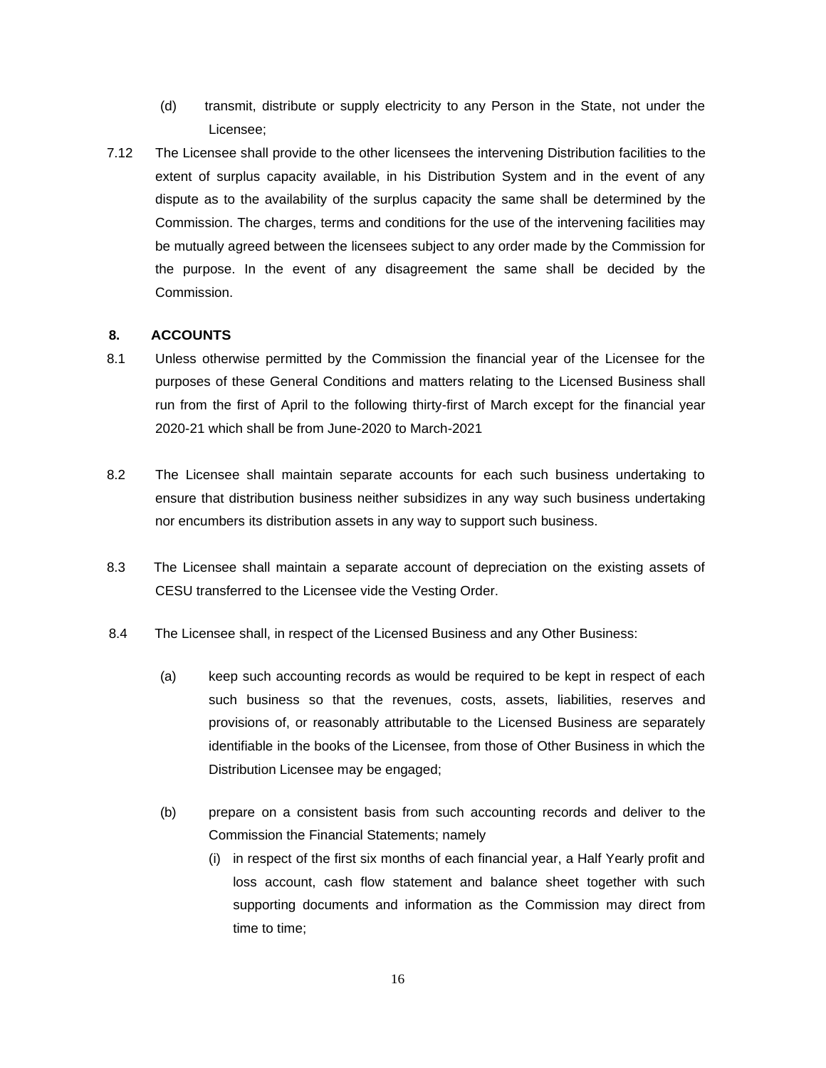(d) transmit, distribute or supply electricity to any Person in the State, not under the Licensee;

7.12 The Licensee shall provide to the other licensees the intervening Distribution facilities to the extent of surplus capacity available, in his Distribution System and in the event of any dispute as to the availability of the surplus capacity the same shall be determined by the Commission. The charges, terms and conditions for the use of the intervening facilities may be mutually agreed between the licensees subject to any order made by the Commission for the purpose. In the event of any disagreement the same shall be decided by the Commission.

## 8. ACCOUNTS

8.1 Unless otherwise permitted by the Commission the financial year of the Licensee for the purposes of these General Conditions and matters relating to the Licensed Business shall run from the first of April to the following thirty-first of March except for the financial year 2020-21 which shall be from June-2020 to March-2021

8.2 The Licensee shall maintain separate accounts for each such business undertaking to ensure that distribution business neither subsidizes in any way such business undertaking nor encumbers its distribution assets in any way to support such business.

8.3 The Licensee shall maintain a separate account of depreciation on the existing assets of CESU transferred to the Licensee vide the Vesting Order.

8.4 The Licensee shall, in respect of the Licensed Business and any Other Business:

(a) keep such accounting records as would be required to be kept in respect of each such business so that the revenues, costs, assets, liabilities, reserves and provisions of, or reasonably attributable to the Licensed Business are separately identifiable in the books of the Licensee, from those of Other Business in which the Distribution Licensee may be engaged;

(b) prepare on a consistent basis from such accounting records and deliver to the Commission the Financial Statements; namely

(i) in respect of the first six months of each financial year, a Half Yearly profit and loss account, cash flow statement and balance sheet together with such supporting documents and information as the Commission may direct from time to time;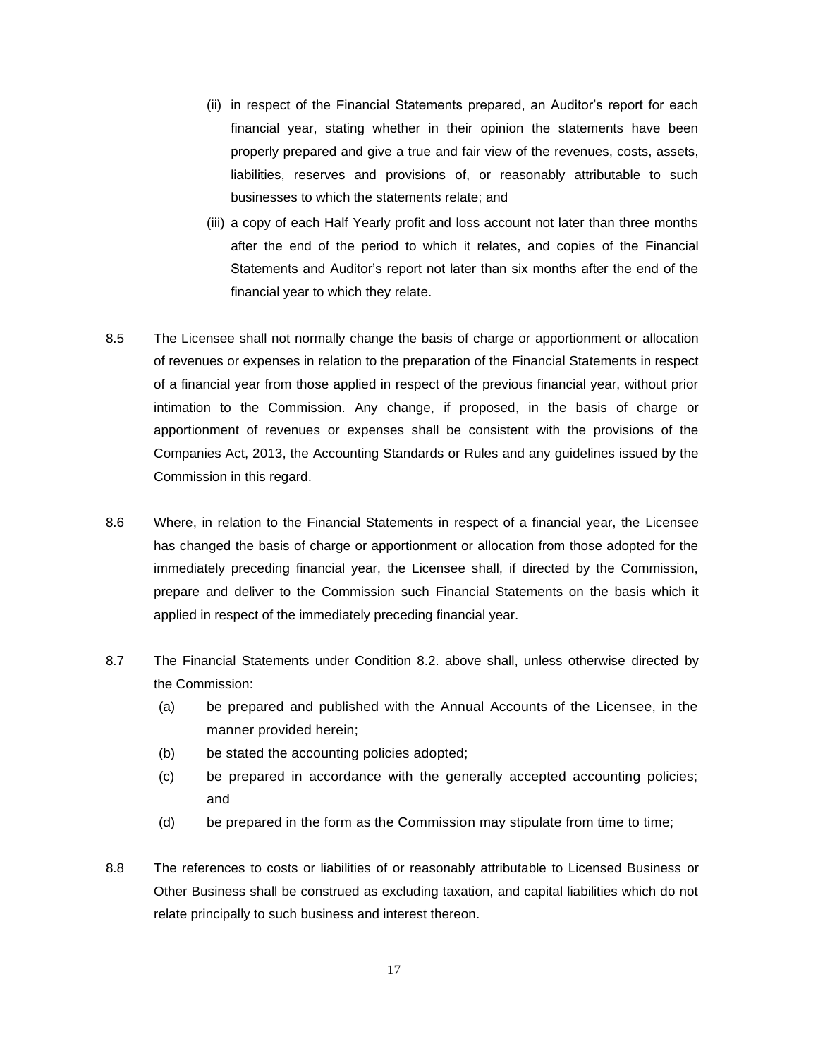(ii) in respect of the Financial Statements prepared, an Auditor's report for each financial year, stating whether in their opinion the statements have been properly prepared and give a true and fair view of the revenues, costs, assets, liabilities, reserves and provisions of, or reasonably attributable to such businesses to which the statements relate; and

(iii) a copy of each Half Yearly profit and loss account not later than three months after the end of the period to which it relates, and copies of the Financial Statements and Auditor's report not later than six months after the end of the financial year to which they relate.

8.5 The Licensee shall not normally change the basis of charge or apportionment or allocation of revenues or expenses in relation to the preparation of the Financial Statements in respect of a financial year from those applied in respect of the previous financial year, without prior intimation to the Commission. Any change, if proposed, in the basis of charge or apportionment of revenues or expenses shall be consistent with the provisions of the Companies Act, 2013, the Accounting Standards or Rules and any guidelines issued by the Commission in this regard.

8.6 Where, in relation to the Financial Statements in respect of a financial year, the Licensee has changed the basis of charge or apportionment or allocation from those adopted for the immediately preceding financial year, the Licensee shall, if directed by the Commission, prepare and deliver to the Commission such Financial Statements on the basis which it applied in respect of the immediately preceding financial year.

8.7 The Financial Statements under Condition 8.2. above shall, unless otherwise directed by the Commission:

(a) be prepared and published with the Annual Accounts of the Licensee, in the manner provided herein;

(b) be stated the accounting policies adopted;

(c) be prepared in accordance with the generally accepted accounting policies; and

(d) be prepared in the form as the Commission may stipulate from time to time;

8.8 The references to costs or liabilities of or reasonably attributable to Licensed Business or Other Business shall be construed as excluding taxation, and capital liabilities which do not relate principally to such business and interest thereon.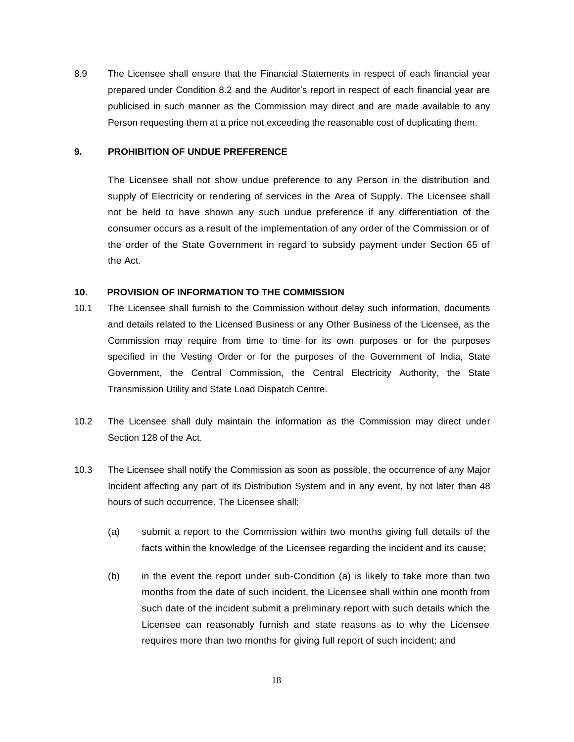8.9 The Licensee shall ensure that the Financial Statements in respect of each financial year prepared under Condition 8.2 and the Auditor's report in respect of each financial year are publicised in such manner as the Commission may direct and are made available to any Person requesting them at a price not exceeding the reasonable cost of duplicating them.

## 9. PROHIBITION OF UNDUE PREFERENCE

The Licensee shall not show undue preference to any Person in the distribution and supply of Electricity or rendering of services in the Area of Supply. The Licensee shall not be held to have shown any such undue preference if any differentiation of the consumer occurs as a result of the implementation of any order of the Commission or of the order of the State Government in regard to subsidy payment under Section 65 of the Act.

## 10. PROVISION OF INFORMATION TO THE COMMISSION

10.1 The Licensee shall furnish to the Commission without delay such information, documents and details related to the Licensed Business or any Other Business of the Licensee, as the Commission may require from time to time for its own purposes or for the purposes specified in the Vesting Order or for the purposes of the Government of India, State Government, the Central Commission, the Central Electricity Authority, the State Transmission Utility and State Load Dispatch Centre.

10.2 The Licensee shall duly maintain the information as the Commission may direct under Section 128 of the Act.

10.3 The Licensee shall notify the Commission as soon as possible, the occurrence of any Major Incident affecting any part of its Distribution System and in any event, by not later than 48 hours of such occurrence. The Licensee shall:

(a) submit a report to the Commission within two months giving full details of the facts within the knowledge of the Licensee regarding the incident and its cause;

(b) in the event the report under sub-Condition (a) is likely to take more than two months from the date of such incident, the Licensee shall within one month from such date of the incident submit a preliminary report with such details which the Licensee can reasonably furnish and state reasons as to why the Licensee requires more than two months for giving full report of such incident; and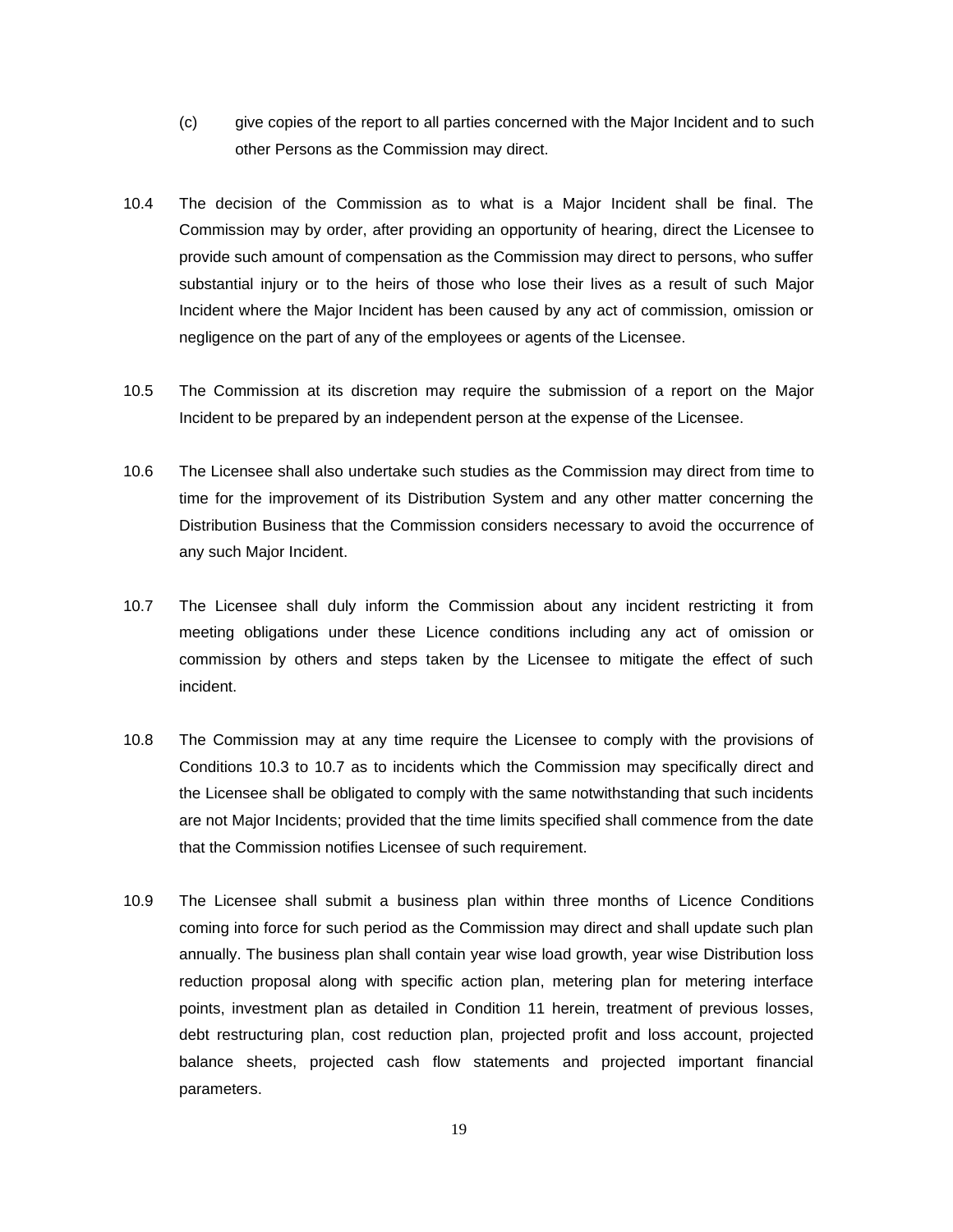(c) give copies of the report to all parties concerned with the Major Incident and to such other Persons as the Commission may direct.

10.4 The decision of the Commission as to what is a Major Incident shall be final. The Commission may by order, after providing an opportunity of hearing, direct the Licensee to provide such amount of compensation as the Commission may direct to persons, who suffer substantial injury or to the heirs of those who lose their lives as a result of such Major Incident where the Major Incident has been caused by any act of commission, omission or negligence on the part of any of the employees or agents of the Licensee.

10.5 The Commission at its discretion may require the submission of a report on the Major Incident to be prepared by an independent person at the expense of the Licensee.

10.6 The Licensee shall also undertake such studies as the Commission may direct from time to time for the improvement of its Distribution System and any other matter concerning the Distribution Business that the Commission considers necessary to avoid the occurrence of any such Major Incident.

10.7 The Licensee shall duly inform the Commission about any incident restricting it from meeting obligations under these Licence conditions including any act of omission or commission by others and steps taken by the Licensee to mitigate the effect of such incident.

10.8 The Commission may at any time require the Licensee to comply with the provisions of Conditions 10.3 to 10.7 as to incidents which the Commission may specifically direct and the Licensee shall be obligated to comply with the same notwithstanding that such incidents are not Major Incidents; provided that the time limits specified shall commence from the date that the Commission notifies Licensee of such requirement.

10.9 The Licensee shall submit a business plan within three months of Licence Conditions coming into force for such period as the Commission may direct and shall update such plan annually. The business plan shall contain year wise load growth, year wise Distribution loss reduction proposal along with specific action plan, metering plan for metering interface points, investment plan as detailed in Condition 11 herein, treatment of previous losses, debt restructuring plan, cost reduction plan, projected profit and loss account, projected balance sheets, projected cash flow statements and projected important financial parameters.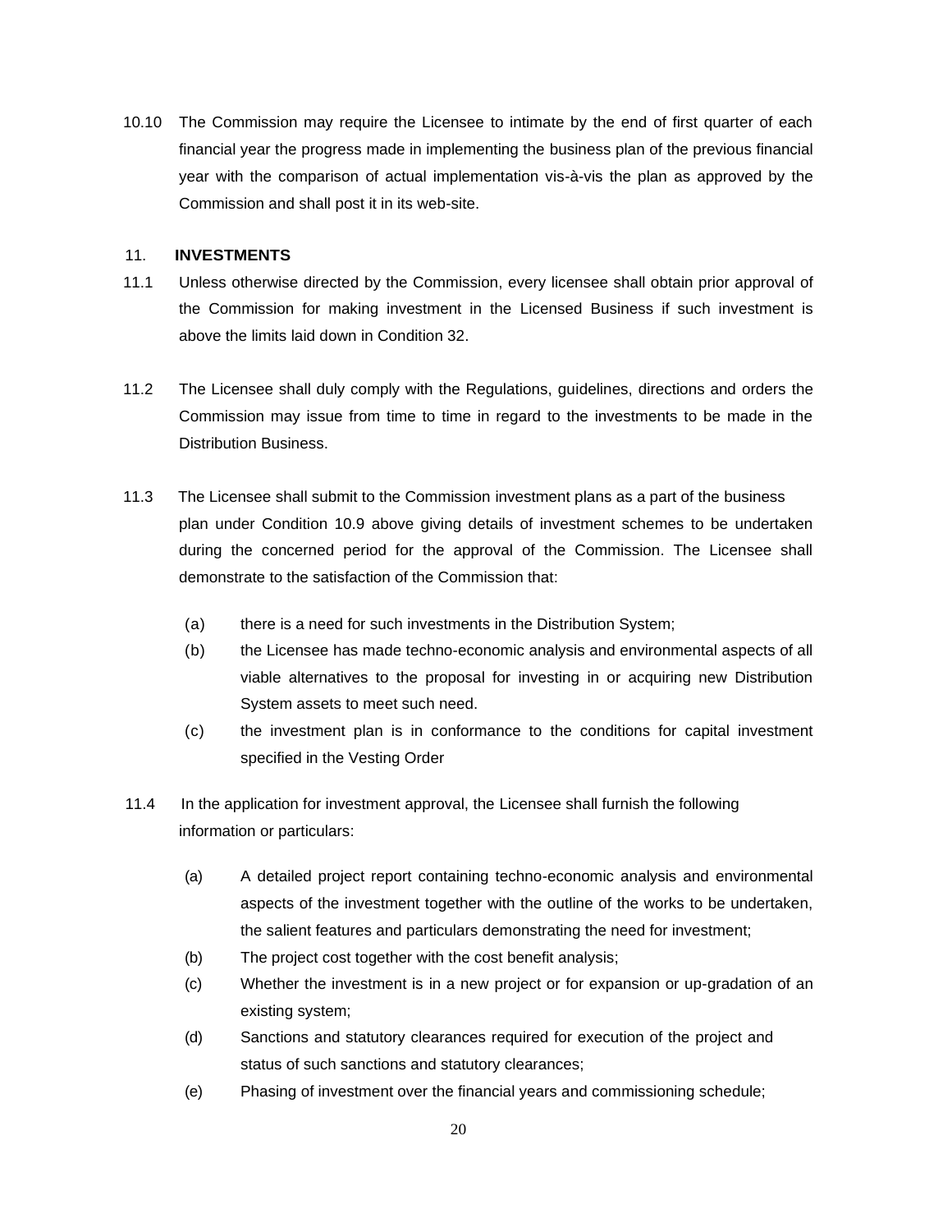10.10 The Commission may require the Licensee to intimate by the end of first quarter of each financial year the progress made in implementing the business plan of the previous financial year with the comparison of actual implementation vis-à-vis the plan as approved by the Commission and shall post it in its web-site.

## 11. INVESTMENTS

11.1 Unless otherwise directed by the Commission, every licensee shall obtain prior approval of the Commission for making investment in the Licensed Business if such investment is above the limits laid down in Condition 32.

11.2 The Licensee shall duly comply with the Regulations, guidelines, directions and orders the Commission may issue from time to time in regard to the investments to be made in the Distribution Business.

11.3 The Licensee shall submit to the Commission investment plans as a part of the business plan under Condition 10.9 above giving details of investment schemes to be undertaken during the concerned period for the approval of the Commission. The Licensee shall demonstrate to the satisfaction of the Commission that:

(a) there is a need for such investments in the Distribution System;

(b) the Licensee has made techno-economic analysis and environmental aspects of all viable alternatives to the proposal for investing in or acquiring new Distribution System assets to meet such need.

(c) the investment plan is in conformance to the conditions for capital investment specified in the Vesting Order

11.4 In the application for investment approval, the Licensee shall furnish the following information or particulars:

(a) A detailed project report containing techno-economic analysis and environmental aspects of the investment together with the outline of the works to be undertaken, the salient features and particulars demonstrating the need for investment;

(b) The project cost together with the cost benefit analysis;

(c) Whether the investment is in a new project or for expansion or up-gradation of an existing system;

(d) Sanctions and statutory clearances required for execution of the project and status of such sanctions and statutory clearances;

(e) Phasing of investment over the financial years and commissioning schedule;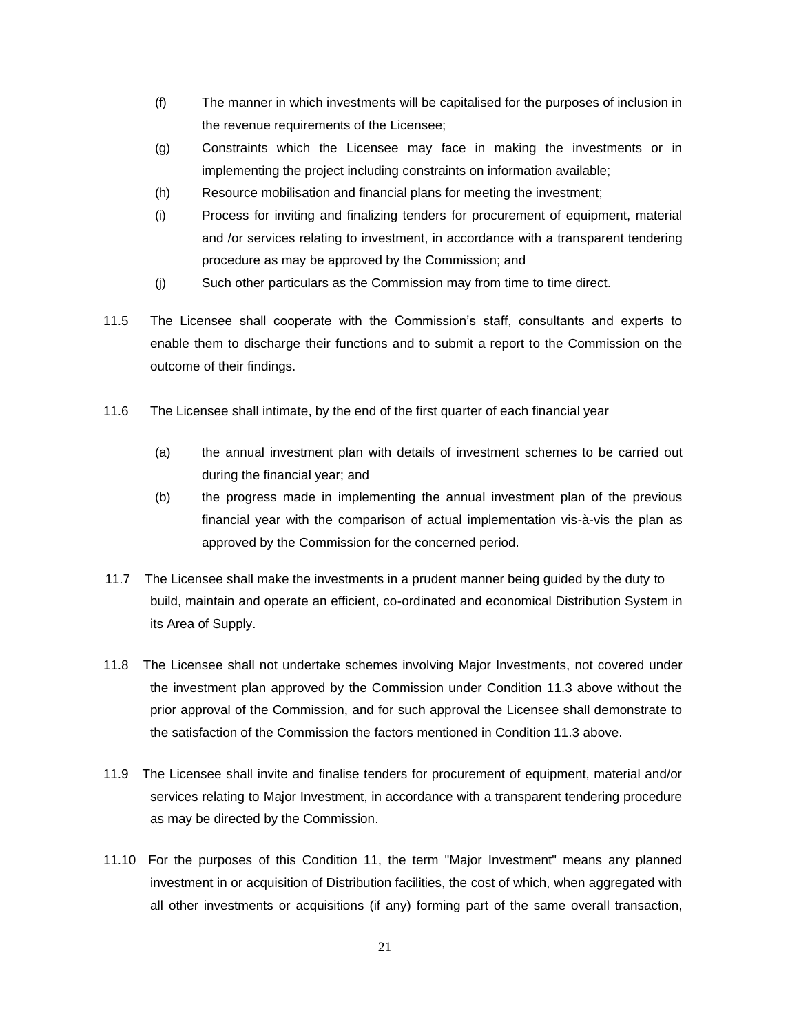(f) The manner in which investments will be capitalised for the purposes of inclusion in the revenue requirements of the Licensee;

(g) Constraints which the Licensee may face in making the investments or in implementing the project including constraints on information available;

(h) Resource mobilisation and financial plans for meeting the investment;

(i) Process for inviting and finalizing tenders for procurement of equipment, material and /or services relating to investment, in accordance with a transparent tendering procedure as may be approved by the Commission; and

(j) Such other particulars as the Commission may from time to time direct.

11.5 The Licensee shall cooperate with the Commission's staff, consultants and experts to enable them to discharge their functions and to submit a report to the Commission on the outcome of their findings.

11.6 The Licensee shall intimate, by the end of the first quarter of each financial year

(a) the annual investment plan with details of investment schemes to be carried out during the financial year; and

(b) the progress made in implementing the annual investment plan of the previous financial year with the comparison of actual implementation vis-à-vis the plan as approved by the Commission for the concerned period.

11.7 The Licensee shall make the investments in a prudent manner being guided by the duty to build, maintain and operate an efficient, co-ordinated and economical Distribution System in its Area of Supply.

11.8 The Licensee shall not undertake schemes involving Major Investments, not covered under the investment plan approved by the Commission under Condition 11.3 above without the prior approval of the Commission, and for such approval the Licensee shall demonstrate to the satisfaction of the Commission the factors mentioned in Condition 11.3 above.

11.9 The Licensee shall invite and finalise tenders for procurement of equipment, material and/or services relating to Major Investment, in accordance with a transparent tendering procedure as may be directed by the Commission.

11.10 For the purposes of this Condition 11, the term "Major Investment" means any planned investment in or acquisition of Distribution facilities, the cost of which, when aggregated with all other investments or acquisitions (if any) forming part of the same overall transaction,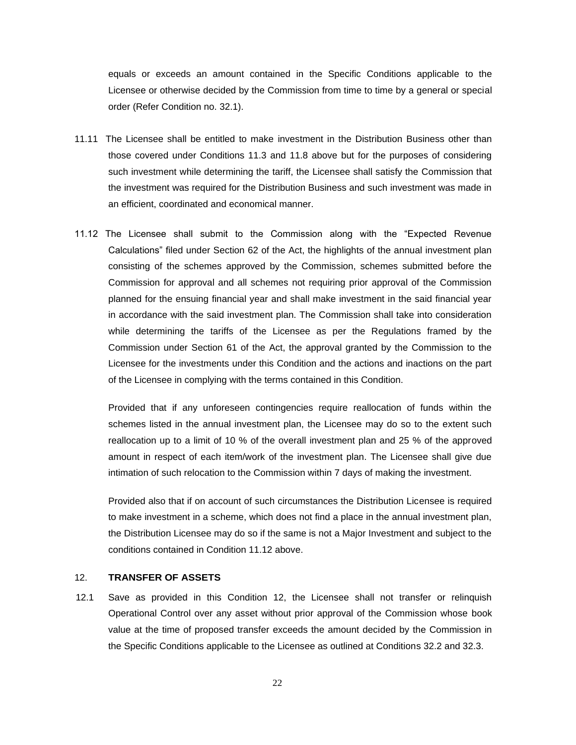equals or exceeds an amount contained in the Specific Conditions applicable to the Licensee or otherwise decided by the Commission from time to time by a general or special order (Refer Condition no. 32.1).

11.11 The Licensee shall be entitled to make investment in the Distribution Business other than those covered under Conditions 11.3 and 11.8 above but for the purposes of considering such investment while determining the tariff, the Licensee shall satisfy the Commission that the investment was required for the Distribution Business and such investment was made in an efficient, coordinated and economical manner.

11.12 The Licensee shall submit to the Commission along with the "Expected Revenue Calculations" filed under Section 62 of the Act, the highlights of the annual investment plan consisting of the schemes approved by the Commission, schemes submitted before the Commission for approval and all schemes not requiring prior approval of the Commission planned for the ensuing financial year and shall make investment in the said financial year in accordance with the said investment plan. The Commission shall take into consideration while determining the tariffs of the Licensee as per the Regulations framed by the Commission under Section 61 of the Act, the approval granted by the Commission to the Licensee for the investments under this Condition and the actions and inactions on the part of the Licensee in complying with the terms contained in this Condition.

Provided that if any unforeseen contingencies require reallocation of funds within the schemes listed in the annual investment plan, the Licensee may do so to the extent such reallocation up to a limit of 10 % of the overall investment plan and 25 % of the approved amount in respect of each item/work of the investment plan. The Licensee shall give due intimation of such relocation to the Commission within 7 days of making the investment.

Provided also that if on account of such circumstances the Distribution Licensee is required to make investment in a scheme, which does not find a place in the annual investment plan, the Distribution Licensee may do so if the same is not a Major Investment and subject to the conditions contained in Condition 11.12 above.

## 12. TRANSFER OF ASSETS

12.1 Save as provided in this Condition 12, the Licensee shall not transfer or relinquish Operational Control over any asset without prior approval of the Commission whose book value at the time of proposed transfer exceeds the amount decided by the Commission in the Specific Conditions applicable to the Licensee as outlined at Conditions 32.2 and 32.3.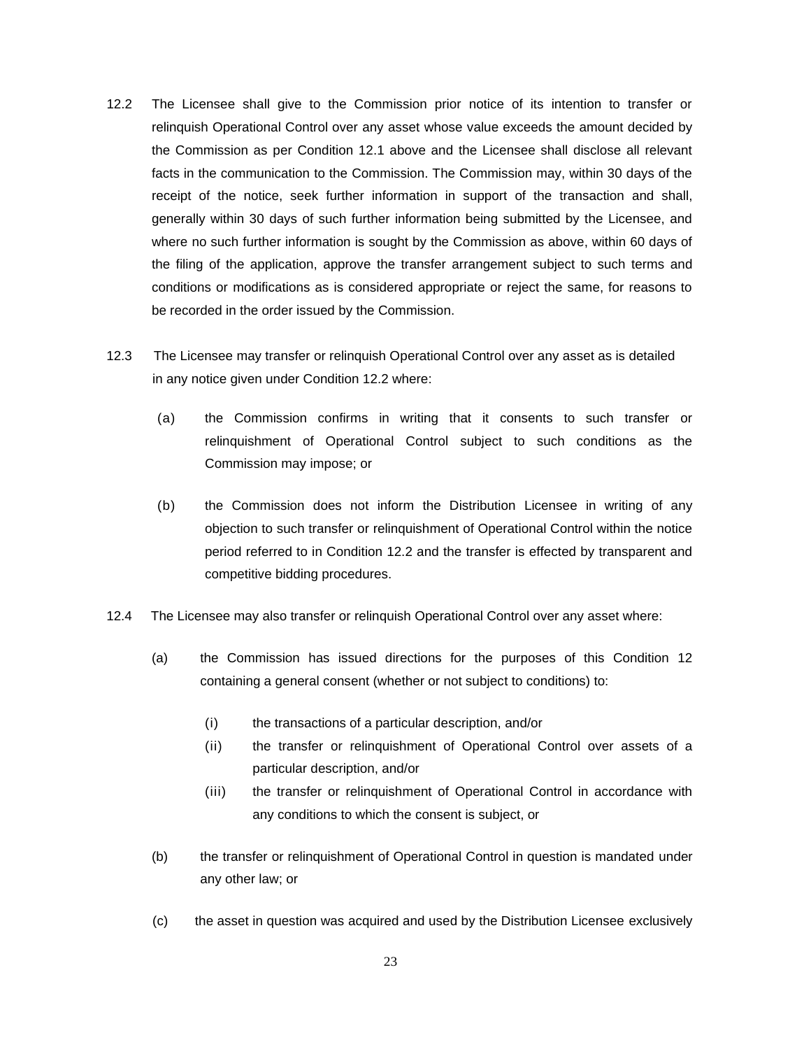12.2 The Licensee shall give to the Commission prior notice of its intention to transfer or relinquish Operational Control over any asset whose value exceeds the amount decided by the Commission as per Condition 12.1 above and the Licensee shall disclose all relevant facts in the communication to the Commission. The Commission may, within 30 days of the receipt of the notice, seek further information in support of the transaction and shall, generally within 30 days of such further information being submitted by the Licensee, and where no such further information is sought by the Commission as above, within 60 days of the filing of the application, approve the transfer arrangement subject to such terms and conditions or modifications as is considered appropriate or reject the same, for reasons to be recorded in the order issued by the Commission.

12.3 The Licensee may transfer or relinquish Operational Control over any asset as is detailed in any notice given under Condition 12.2 where:

(a) the Commission confirms in writing that it consents to such transfer or relinquishment of Operational Control subject to such conditions as the Commission may impose; or

(b) the Commission does not inform the Distribution Licensee in writing of any objection to such transfer or relinquishment of Operational Control within the notice period referred to in Condition 12.2 and the transfer is effected by transparent and competitive bidding procedures.

12.4 The Licensee may also transfer or relinquish Operational Control over any asset where:

(a) the Commission has issued directions for the purposes of this Condition 12 containing a general consent (whether or not subject to conditions) to:

(i) the transactions of a particular description, and/or

(ii) the transfer or relinquishment of Operational Control over assets of a particular description, and/or

(iii) the transfer or relinquishment of Operational Control in accordance with any conditions to which the consent is subject, or

(b) the transfer or relinquishment of Operational Control in question is mandated under any other law; or

(c) the asset in question was acquired and used by the Distribution Licensee exclusively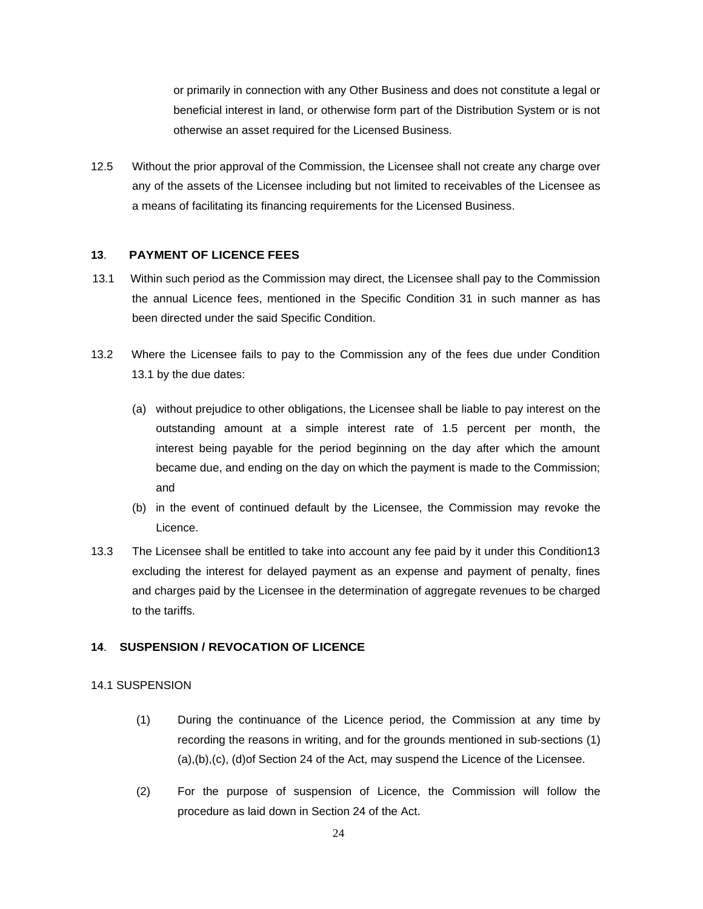or primarily in connection with any Other Business and does not constitute a legal or beneficial interest in land, or otherwise form part of the Distribution System or is not otherwise an asset required for the Licensed Business.

12.5 Without the prior approval of the Commission, the Licensee shall not create any charge over any of the assets of the Licensee including but not limited to receivables of the Licensee as a means of facilitating its financing requirements for the Licensed Business.

## 13. PAYMENT OF LICENCE FEES

13.1 Within such period as the Commission may direct, the Licensee shall pay to the Commission the annual Licence fees, mentioned in the Specific Condition 31 in such manner as has been directed under the said Specific Condition.

13.2 Where the Licensee fails to pay to the Commission any of the fees due under Condition 13.1 by the due dates:

(a) without prejudice to other obligations, the Licensee shall be liable to pay interest on the outstanding amount at a simple interest rate of 1.5 percent per month, the interest being payable for the period beginning on the day after which the amount became due, and ending on the day on which the payment is made to the Commission; and

(b) in the event of continued default by the Licensee, the Commission may revoke the Licence.

13.3 The Licensee shall be entitled to take into account any fee paid by it under this Condition13 excluding the interest for delayed payment as an expense and payment of penalty, fines and charges paid by the Licensee in the determination of aggregate revenues to be charged to the tariffs.

## 14. SUSPENSION / REVOCATION OF LICENCE

14.1 SUSPENSION

(1) During the continuance of the Licence period, the Commission at any time by recording the reasons in writing, and for the grounds mentioned in sub-sections (1) (a),(b),(c), (d)of Section 24 of the Act, may suspend the Licence of the Licensee.

(2) For the purpose of suspension of Licence, the Commission will follow the procedure as laid down in Section 24 of the Act.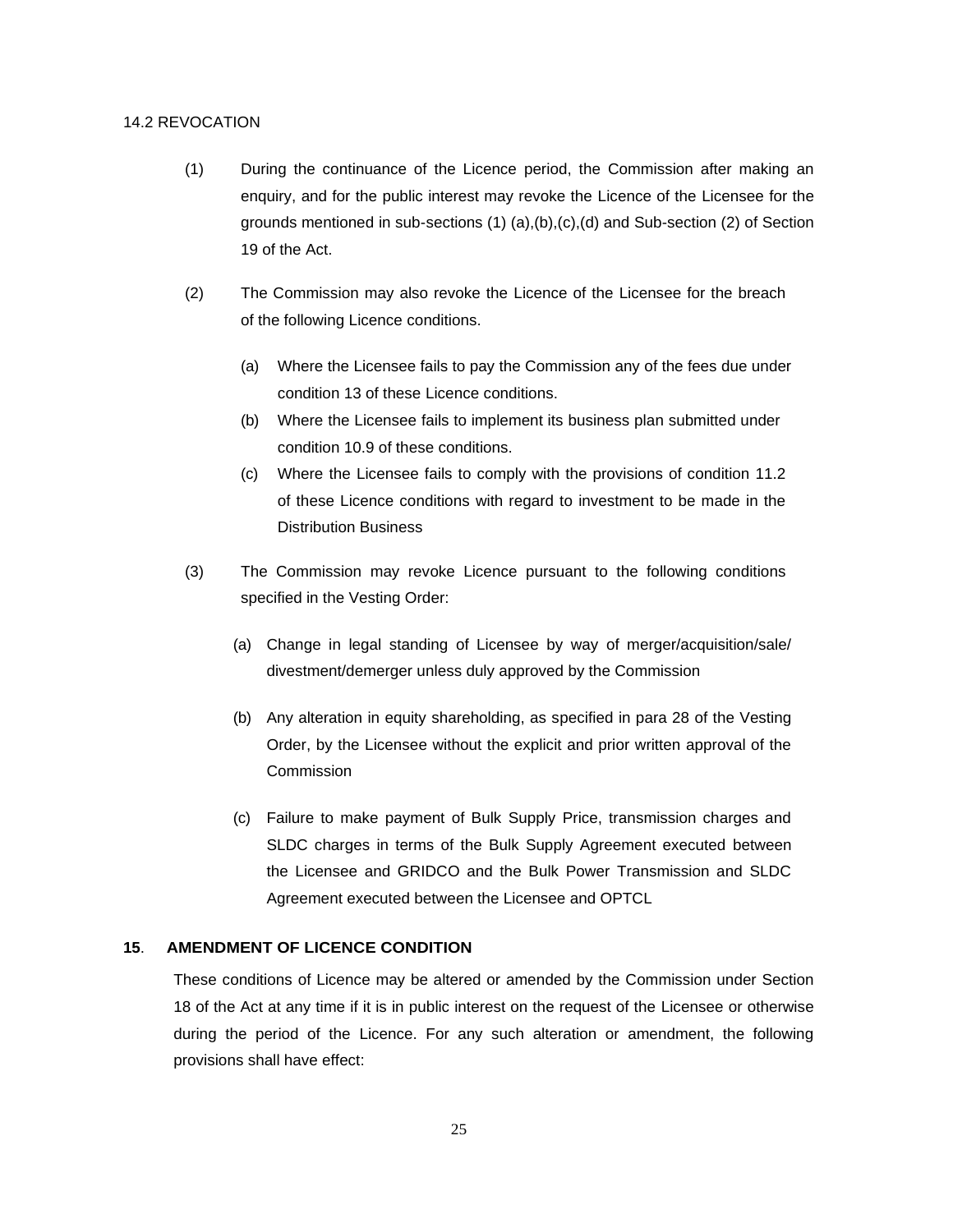14.2 REVOCATION

(1) During the continuance of the Licence period, the Commission after making an enquiry, and for the public interest may revoke the Licence of the Licensee for the grounds mentioned in sub-sections (1) (a),(b),(c),(d) and Sub-section (2) of Section 19 of the Act.

(2) The Commission may also revoke the Licence of the Licensee for the breach of the following Licence conditions.

(a) Where the Licensee fails to pay the Commission any of the fees due under condition 13 of these Licence conditions.

(b) Where the Licensee fails to implement its business plan submitted under condition 10.9 of these conditions.

(c) Where the Licensee fails to comply with the provisions of condition 11.2 of these Licence conditions with regard to investment to be made in the Distribution Business

(3) The Commission may revoke Licence pursuant to the following conditions specified in the Vesting Order:

(a) Change in legal standing of Licensee by way of merger/acquisition/sale/ divestment/demerger unless duly approved by the Commission

(b) Any alteration in equity shareholding, as specified in para 28 of the Vesting Order, by the Licensee without the explicit and prior written approval of the Commission

(c) Failure to make payment of Bulk Supply Price, transmission charges and SLDC charges in terms of the Bulk Supply Agreement executed between the Licensee and GRIDCO and the Bulk Power Transmission and SLDC Agreement executed between the Licensee and OPTCL

**15. AMENDMENT OF LICENCE CONDITION**

These conditions of Licence may be altered or amended by the Commission under Section 18 of the Act at any time if it is in public interest on the request of the Licensee or otherwise during the period of the Licence. For any such alteration or amendment, the following provisions shall have effect: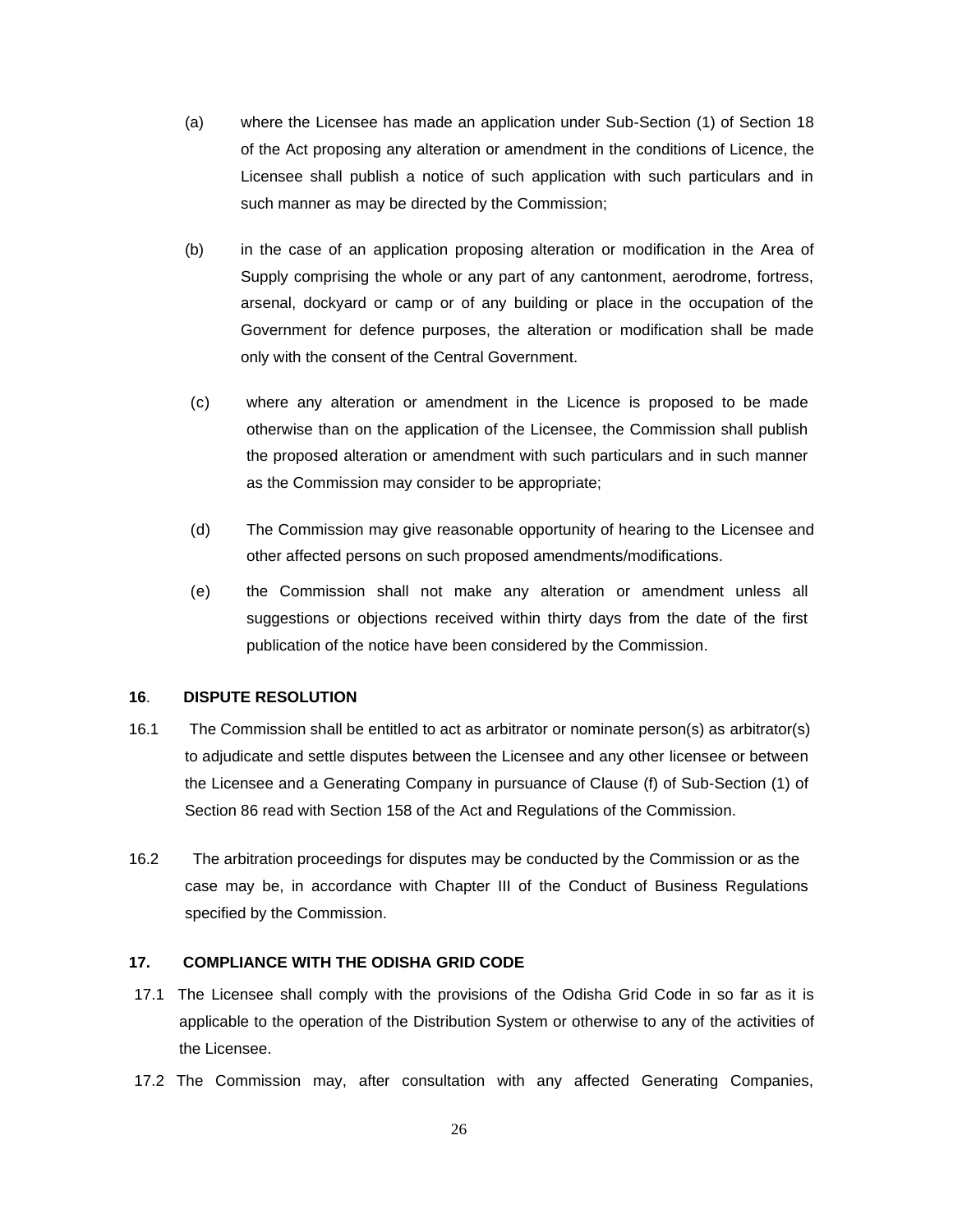(a) where the Licensee has made an application under Sub-Section (1) of Section 18 of the Act proposing any alteration or amendment in the conditions of Licence, the Licensee shall publish a notice of such application with such particulars and in such manner as may be directed by the Commission;

(b) in the case of an application proposing alteration or modification in the Area of Supply comprising the whole or any part of any cantonment, aerodrome, fortress, arsenal, dockyard or camp or of any building or place in the occupation of the Government for defence purposes, the alteration or modification shall be made only with the consent of the Central Government.

(c) where any alteration or amendment in the Licence is proposed to be made otherwise than on the application of the Licensee, the Commission shall publish the proposed alteration or amendment with such particulars and in such manner as the Commission may consider to be appropriate;

(d) The Commission may give reasonable opportunity of hearing to the Licensee and other affected persons on such proposed amendments/modifications.

(e) the Commission shall not make any alteration or amendment unless all suggestions or objections received within thirty days from the date of the first publication of the notice have been considered by the Commission.

**16**. **DISPUTE RESOLUTION**

16.1 The Commission shall be entitled to act as arbitrator or nominate person(s) as arbitrator(s) to adjudicate and settle disputes between the Licensee and any other licensee or between the Licensee and a Generating Company in pursuance of Clause (f) of Sub-Section (1) of Section 86 read with Section 158 of the Act and Regulations of the Commission.

16.2 The arbitration proceedings for disputes may be conducted by the Commission or as the case may be, in accordance with Chapter III of the Conduct of Business Regulations specified by the Commission.

**17.** **COMPLIANCE WITH THE ODISHA GRID CODE**

17.1 The Licensee shall comply with the provisions of the Odisha Grid Code in so far as it is applicable to the operation of the Distribution System or otherwise to any of the activities of the Licensee.

17.2 The Commission may, after consultation with any affected Generating Companies,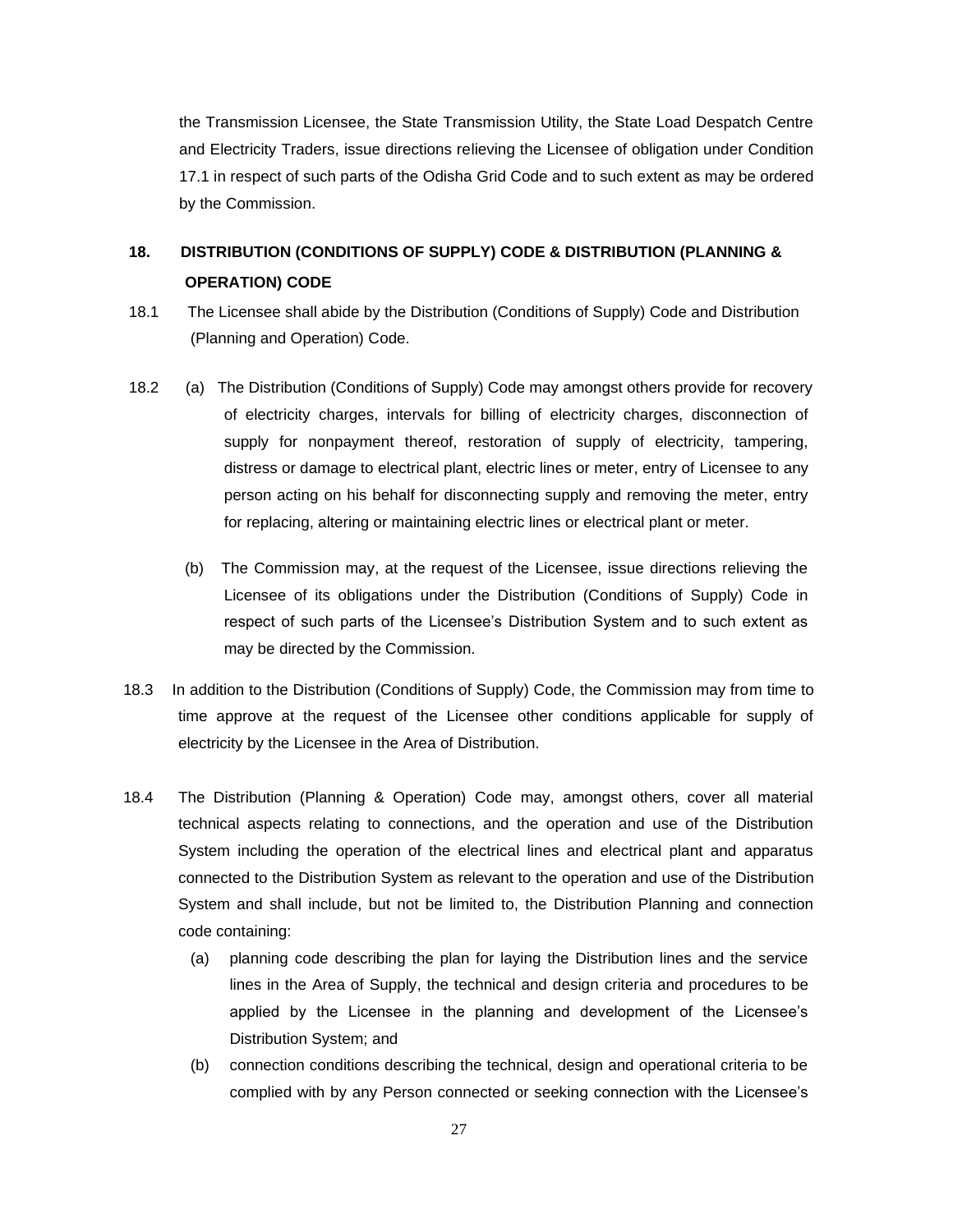the Transmission Licensee, the State Transmission Utility, the State Load Despatch Centre and Electricity Traders, issue directions relieving the Licensee of obligation under Condition 17.1 in respect of such parts of the Odisha Grid Code and to such extent as may be ordered by the Commission.

## 18. DISTRIBUTION (CONDITIONS OF SUPPLY) CODE & DISTRIBUTION (PLANNING & OPERATION) CODE

18.1 The Licensee shall abide by the Distribution (Conditions of Supply) Code and Distribution (Planning and Operation) Code.

18.2 (a) The Distribution (Conditions of Supply) Code may amongst others provide for recovery of electricity charges, intervals for billing of electricity charges, disconnection of supply for nonpayment thereof, restoration of supply of electricity, tampering, distress or damage to electrical plant, electric lines or meter, entry of Licensee to any person acting on his behalf for disconnecting supply and removing the meter, entry for replacing, altering or maintaining electric lines or electrical plant or meter.

(b) The Commission may, at the request of the Licensee, issue directions relieving the Licensee of its obligations under the Distribution (Conditions of Supply) Code in respect of such parts of the Licensee's Distribution System and to such extent as may be directed by the Commission.

18.3 In addition to the Distribution (Conditions of Supply) Code, the Commission may from time to time approve at the request of the Licensee other conditions applicable for supply of electricity by the Licensee in the Area of Distribution.

18.4 The Distribution (Planning & Operation) Code may, amongst others, cover all material technical aspects relating to connections, and the operation and use of the Distribution System including the operation of the electrical lines and electrical plant and apparatus connected to the Distribution System as relevant to the operation and use of the Distribution System and shall include, but not be limited to, the Distribution Planning and connection code containing:

(a) planning code describing the plan for laying the Distribution lines and the service lines in the Area of Supply, the technical and design criteria and procedures to be applied by the Licensee in the planning and development of the Licensee's Distribution System; and

(b) connection conditions describing the technical, design and operational criteria to be complied with by any Person connected or seeking connection with the Licensee's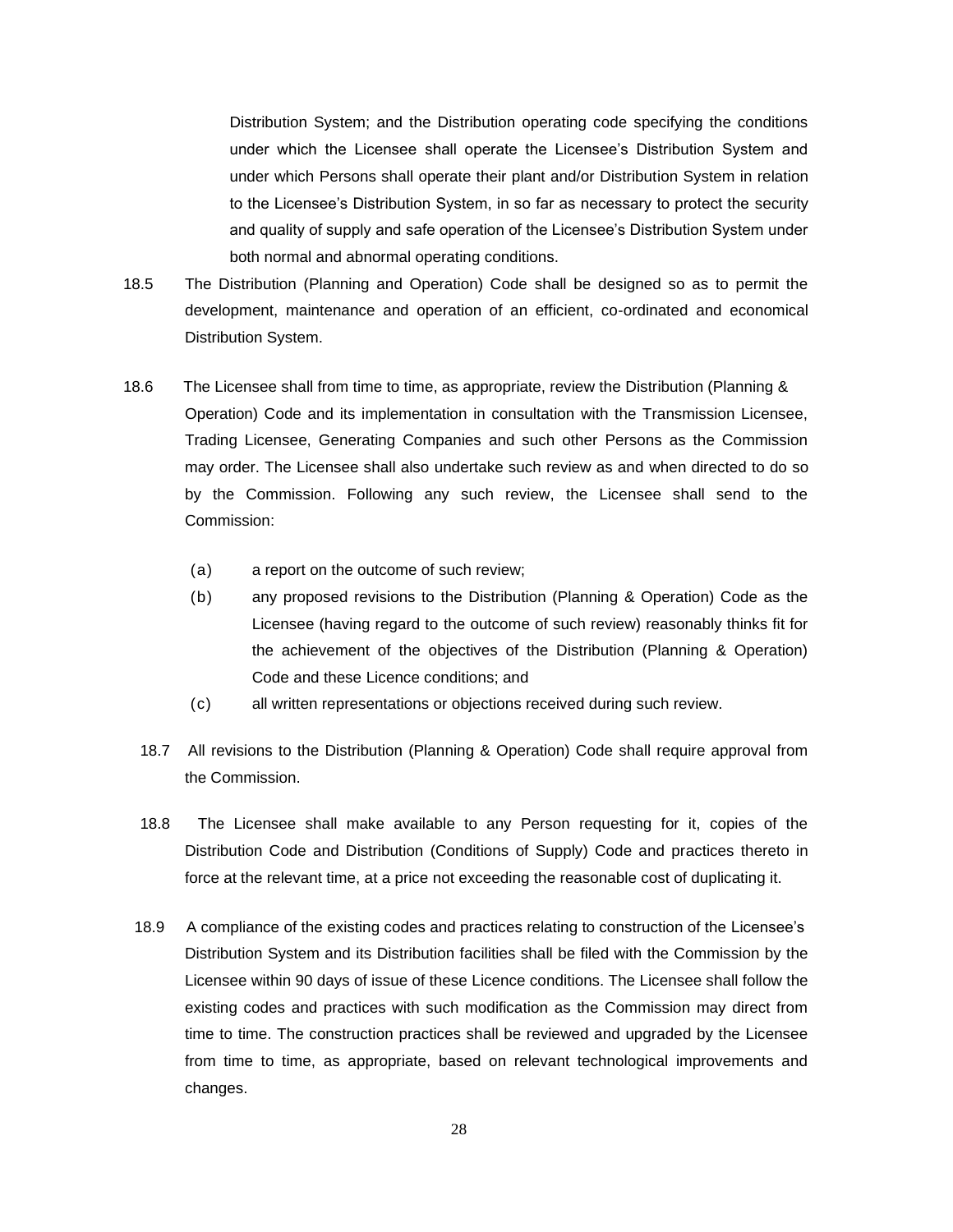Distribution System; and the Distribution operating code specifying the conditions under which the Licensee shall operate the Licensee's Distribution System and under which Persons shall operate their plant and/or Distribution System in relation to the Licensee's Distribution System, in so far as necessary to protect the security and quality of supply and safe operation of the Licensee's Distribution System under both normal and abnormal operating conditions.

18.5 The Distribution (Planning and Operation) Code shall be designed so as to permit the development, maintenance and operation of an efficient, co-ordinated and economical Distribution System.

18.6 The Licensee shall from time to time, as appropriate, review the Distribution (Planning & Operation) Code and its implementation in consultation with the Transmission Licensee, Trading Licensee, Generating Companies and such other Persons as the Commission may order. The Licensee shall also undertake such review as and when directed to do so by the Commission. Following any such review, the Licensee shall send to the Commission:

(a) a report on the outcome of such review;

(b) any proposed revisions to the Distribution (Planning & Operation) Code as the Licensee (having regard to the outcome of such review) reasonably thinks fit for the achievement of the objectives of the Distribution (Planning & Operation) Code and these Licence conditions; and

(c) all written representations or objections received during such review.

18.7 All revisions to the Distribution (Planning & Operation) Code shall require approval from the Commission.

18.8 The Licensee shall make available to any Person requesting for it, copies of the Distribution Code and Distribution (Conditions of Supply) Code and practices thereto in force at the relevant time, at a price not exceeding the reasonable cost of duplicating it.

18.9 A compliance of the existing codes and practices relating to construction of the Licensee's Distribution System and its Distribution facilities shall be filed with the Commission by the Licensee within 90 days of issue of these Licence conditions. The Licensee shall follow the existing codes and practices with such modification as the Commission may direct from time to time. The construction practices shall be reviewed and upgraded by the Licensee from time to time, as appropriate, based on relevant technological improvements and changes.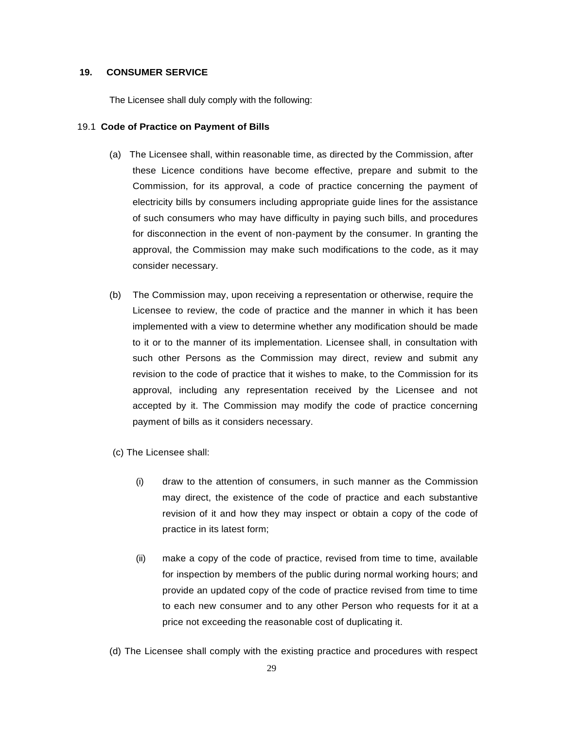## 19. CONSUMER SERVICE

The Licensee shall duly comply with the following:

### 19.1 Code of Practice on Payment of Bills

(a) The Licensee shall, within reasonable time, as directed by the Commission, after these Licence conditions have become effective, prepare and submit to the Commission, for its approval, a code of practice concerning the payment of electricity bills by consumers including appropriate guide lines for the assistance of such consumers who may have difficulty in paying such bills, and procedures for disconnection in the event of non-payment by the consumer. In granting the approval, the Commission may make such modifications to the code, as it may consider necessary.

(b) The Commission may, upon receiving a representation or otherwise, require the Licensee to review, the code of practice and the manner in which it has been implemented with a view to determine whether any modification should be made to it or to the manner of its implementation. Licensee shall, in consultation with such other Persons as the Commission may direct, review and submit any revision to the code of practice that it wishes to make, to the Commission for its approval, including any representation received by the Licensee and not accepted by it. The Commission may modify the code of practice concerning payment of bills as it considers necessary.

(c) The Licensee shall:

(i) draw to the attention of consumers, in such manner as the Commission may direct, the existence of the code of practice and each substantive revision of it and how they may inspect or obtain a copy of the code of practice in its latest form;

(ii) make a copy of the code of practice, revised from time to time, available for inspection by members of the public during normal working hours; and provide an updated copy of the code of practice revised from time to time to each new consumer and to any other Person who requests for it at a price not exceeding the reasonable cost of duplicating it.

(d) The Licensee shall comply with the existing practice and procedures with respect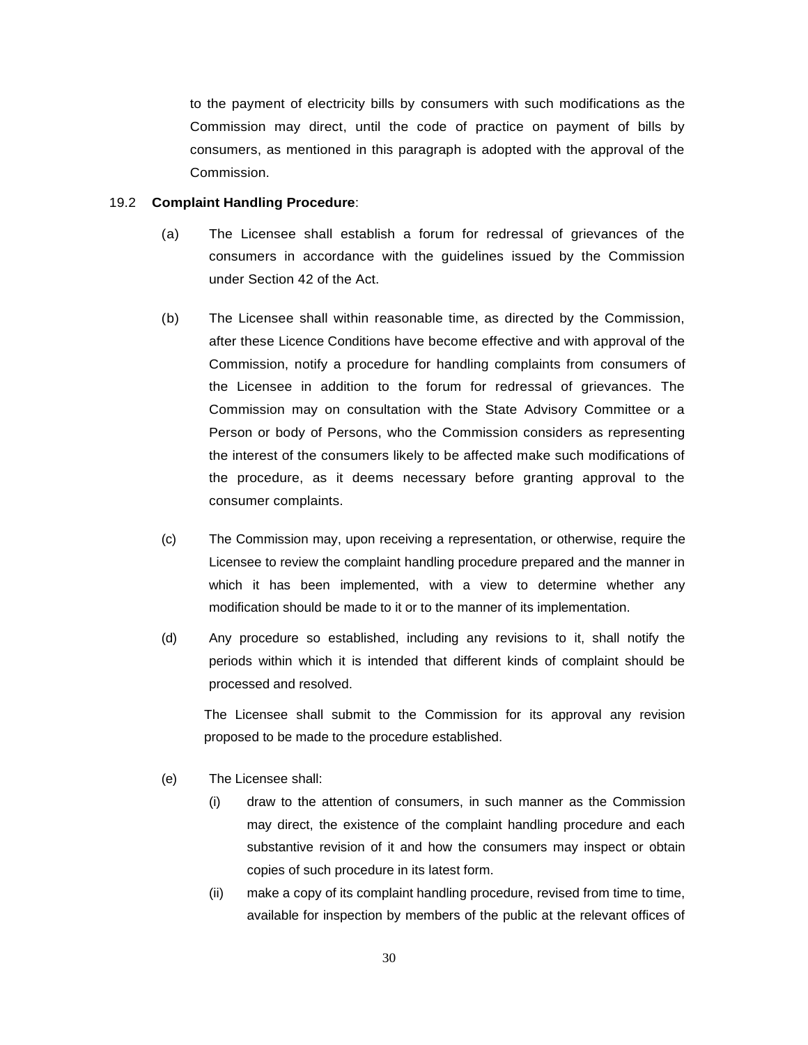to the payment of electricity bills by consumers with such modifications as the Commission may direct, until the code of practice on payment of bills by consumers, as mentioned in this paragraph is adopted with the approval of the Commission.

19.2 **Complaint Handling Procedure**:

(a) The Licensee shall establish a forum for redressal of grievances of the consumers in accordance with the guidelines issued by the Commission under Section 42 of the Act.

(b) The Licensee shall within reasonable time, as directed by the Commission, after these Licence Conditions have become effective and with approval of the Commission, notify a procedure for handling complaints from consumers of the Licensee in addition to the forum for redressal of grievances. The Commission may on consultation with the State Advisory Committee or a Person or body of Persons, who the Commission considers as representing the interest of the consumers likely to be affected make such modifications of the procedure, as it deems necessary before granting approval to the consumer complaints.

(c) The Commission may, upon receiving a representation, or otherwise, require the Licensee to review the complaint handling procedure prepared and the manner in which it has been implemented, with a view to determine whether any modification should be made to it or to the manner of its implementation.

(d) Any procedure so established, including any revisions to it, shall notify the periods within which it is intended that different kinds of complaint should be processed and resolved.

The Licensee shall submit to the Commission for its approval any revision proposed to be made to the procedure established.

(e) The Licensee shall:

(i) draw to the attention of consumers, in such manner as the Commission may direct, the existence of the complaint handling procedure and each substantive revision of it and how the consumers may inspect or obtain copies of such procedure in its latest form.

(ii) make a copy of its complaint handling procedure, revised from time to time, available for inspection by members of the public at the relevant offices of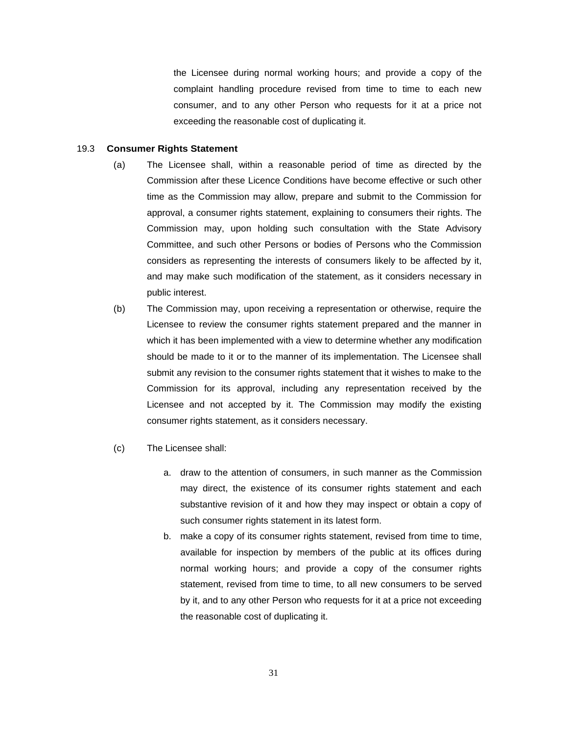the Licensee during normal working hours; and provide a copy of the complaint handling procedure revised from time to time to each new consumer, and to any other Person who requests for it at a price not exceeding the reasonable cost of duplicating it.

19.3 **Consumer Rights Statement**

(a) The Licensee shall, within a reasonable period of time as directed by the Commission after these Licence Conditions have become effective or such other time as the Commission may allow, prepare and submit to the Commission for approval, a consumer rights statement, explaining to consumers their rights. The Commission may, upon holding such consultation with the State Advisory Committee, and such other Persons or bodies of Persons who the Commission considers as representing the interests of consumers likely to be affected by it, and may make such modification of the statement, as it considers necessary in public interest.

(b) The Commission may, upon receiving a representation or otherwise, require the Licensee to review the consumer rights statement prepared and the manner in which it has been implemented with a view to determine whether any modification should be made to it or to the manner of its implementation. The Licensee shall submit any revision to the consumer rights statement that it wishes to make to the Commission for its approval, including any representation received by the Licensee and not accepted by it. The Commission may modify the existing consumer rights statement, as it considers necessary.

(c) The Licensee shall:

a. draw to the attention of consumers, in such manner as the Commission may direct, the existence of its consumer rights statement and each substantive revision of it and how they may inspect or obtain a copy of such consumer rights statement in its latest form.

b. make a copy of its consumer rights statement, revised from time to time, available for inspection by members of the public at its offices during normal working hours; and provide a copy of the consumer rights statement, revised from time to time, to all new consumers to be served by it, and to any other Person who requests for it at a price not exceeding the reasonable cost of duplicating it.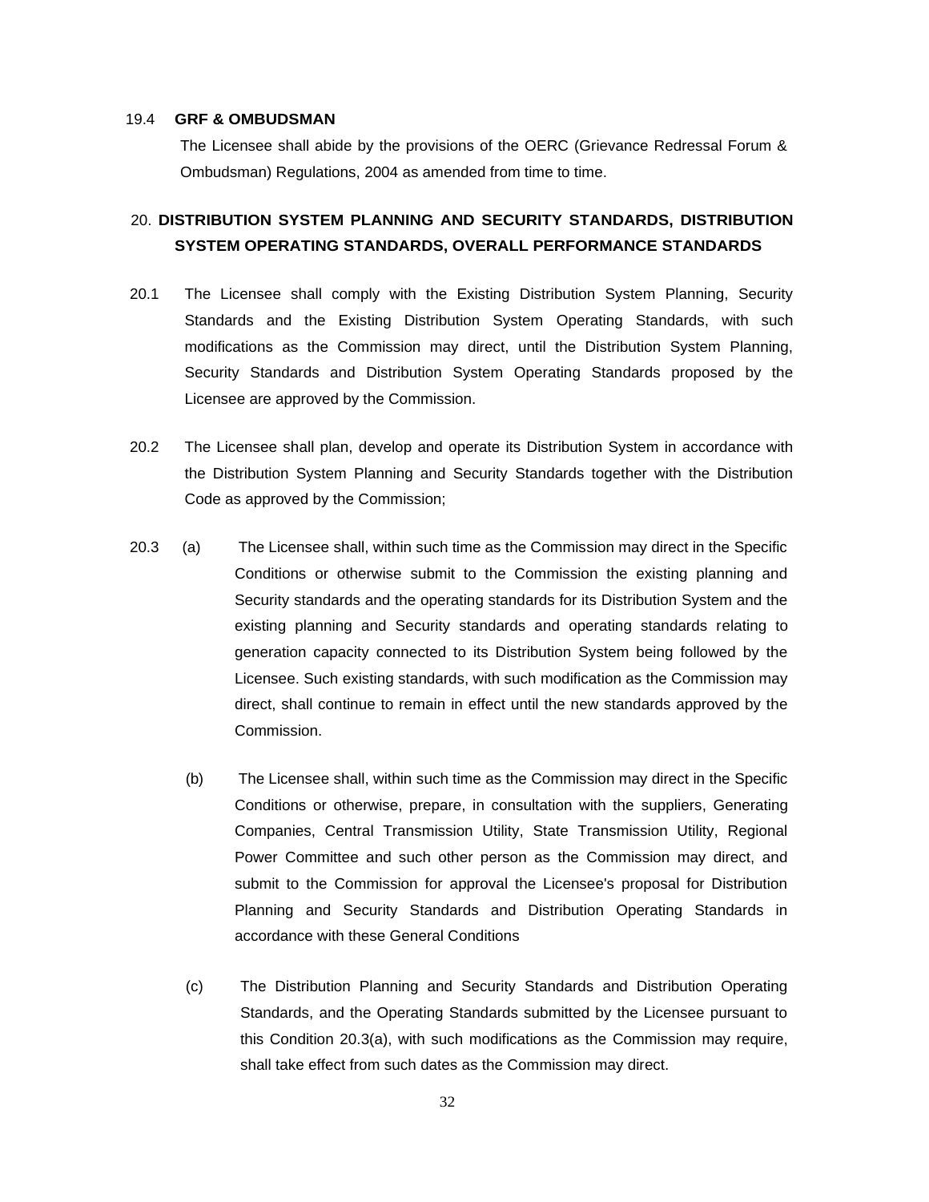19.4 **GRF & OMBUDSMAN**

The Licensee shall abide by the provisions of the OERC (Grievance Redressal Forum & Ombudsman) Regulations, 2004 as amended from time to time.

## 20. DISTRIBUTION SYSTEM PLANNING AND SECURITY STANDARDS, DISTRIBUTION SYSTEM OPERATING STANDARDS, OVERALL PERFORMANCE STANDARDS

20.1 The Licensee shall comply with the Existing Distribution System Planning, Security Standards and the Existing Distribution System Operating Standards, with such modifications as the Commission may direct, until the Distribution System Planning, Security Standards and Distribution System Operating Standards proposed by the Licensee are approved by the Commission.

20.2 The Licensee shall plan, develop and operate its Distribution System in accordance with the Distribution System Planning and Security Standards together with the Distribution Code as approved by the Commission;

20.3 (a) The Licensee shall, within such time as the Commission may direct in the Specific Conditions or otherwise submit to the Commission the existing planning and Security standards and the operating standards for its Distribution System and the existing planning and Security standards and operating standards relating to generation capacity connected to its Distribution System being followed by the Licensee. Such existing standards, with such modification as the Commission may direct, shall continue to remain in effect until the new standards approved by the Commission.

(b) The Licensee shall, within such time as the Commission may direct in the Specific Conditions or otherwise, prepare, in consultation with the suppliers, Generating Companies, Central Transmission Utility, State Transmission Utility, Regional Power Committee and such other person as the Commission may direct, and submit to the Commission for approval the Licensee's proposal for Distribution Planning and Security Standards and Distribution Operating Standards in accordance with these General Conditions

(c) The Distribution Planning and Security Standards and Distribution Operating Standards, and the Operating Standards submitted by the Licensee pursuant to this Condition 20.3(a), with such modifications as the Commission may require, shall take effect from such dates as the Commission may direct.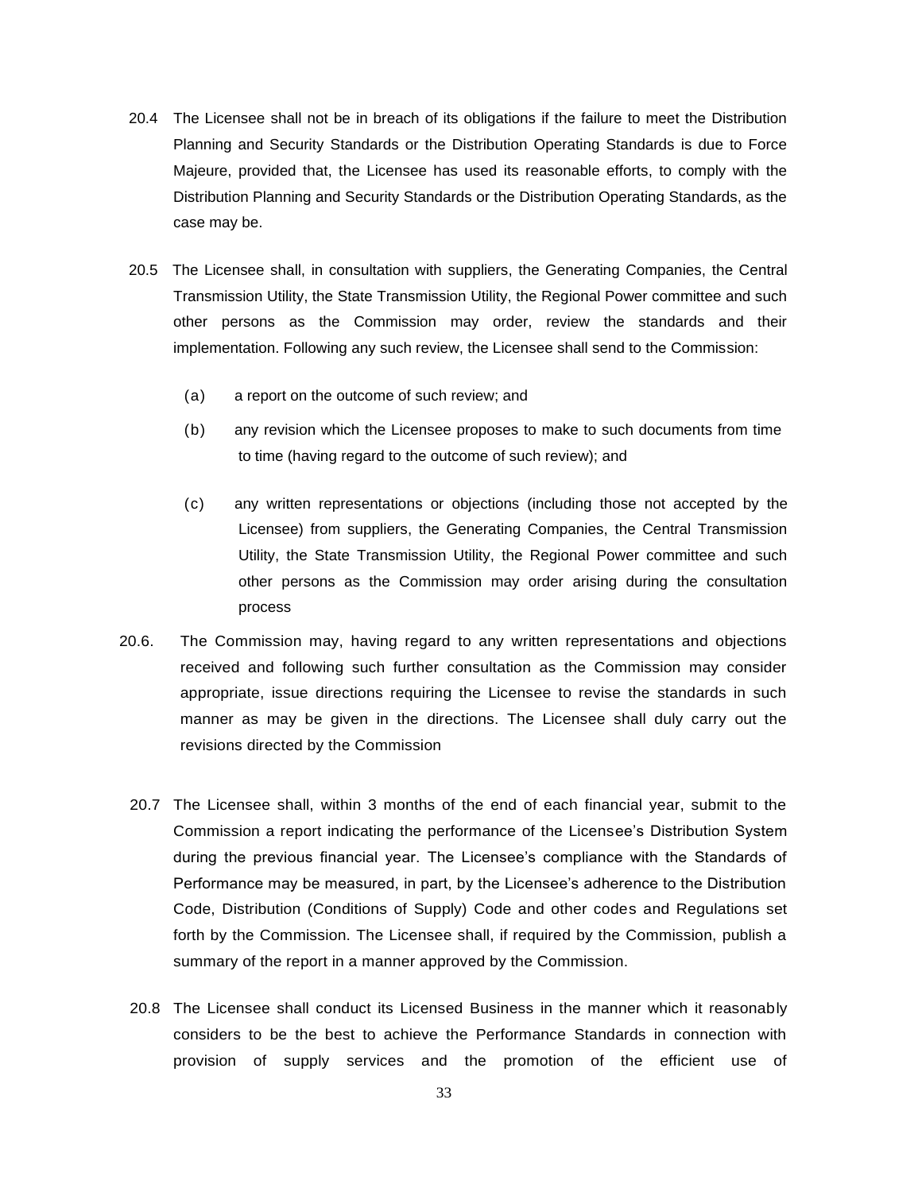20.4 The Licensee shall not be in breach of its obligations if the failure to meet the Distribution Planning and Security Standards or the Distribution Operating Standards is due to Force Majeure, provided that, the Licensee has used its reasonable efforts, to comply with the Distribution Planning and Security Standards or the Distribution Operating Standards, as the case may be.

20.5 The Licensee shall, in consultation with suppliers, the Generating Companies, the Central Transmission Utility, the State Transmission Utility, the Regional Power committee and such other persons as the Commission may order, review the standards and their implementation. Following any such review, the Licensee shall send to the Commission:

(a) a report on the outcome of such review; and

(b) any revision which the Licensee proposes to make to such documents from time to time (having regard to the outcome of such review); and

(c) any written representations or objections (including those not accepted by the Licensee) from suppliers, the Generating Companies, the Central Transmission Utility, the State Transmission Utility, the Regional Power committee and such other persons as the Commission may order arising during the consultation process

20.6. The Commission may, having regard to any written representations and objections received and following such further consultation as the Commission may consider appropriate, issue directions requiring the Licensee to revise the standards in such manner as may be given in the directions. The Licensee shall duly carry out the revisions directed by the Commission

20.7 The Licensee shall, within 3 months of the end of each financial year, submit to the Commission a report indicating the performance of the Licensee's Distribution System during the previous financial year. The Licensee's compliance with the Standards of Performance may be measured, in part, by the Licensee's adherence to the Distribution Code, Distribution (Conditions of Supply) Code and other codes and Regulations set forth by the Commission. The Licensee shall, if required by the Commission, publish a summary of the report in a manner approved by the Commission.

20.8 The Licensee shall conduct its Licensed Business in the manner which it reasonably considers to be the best to achieve the Performance Standards in connection with provision of supply services and the promotion of the efficient use of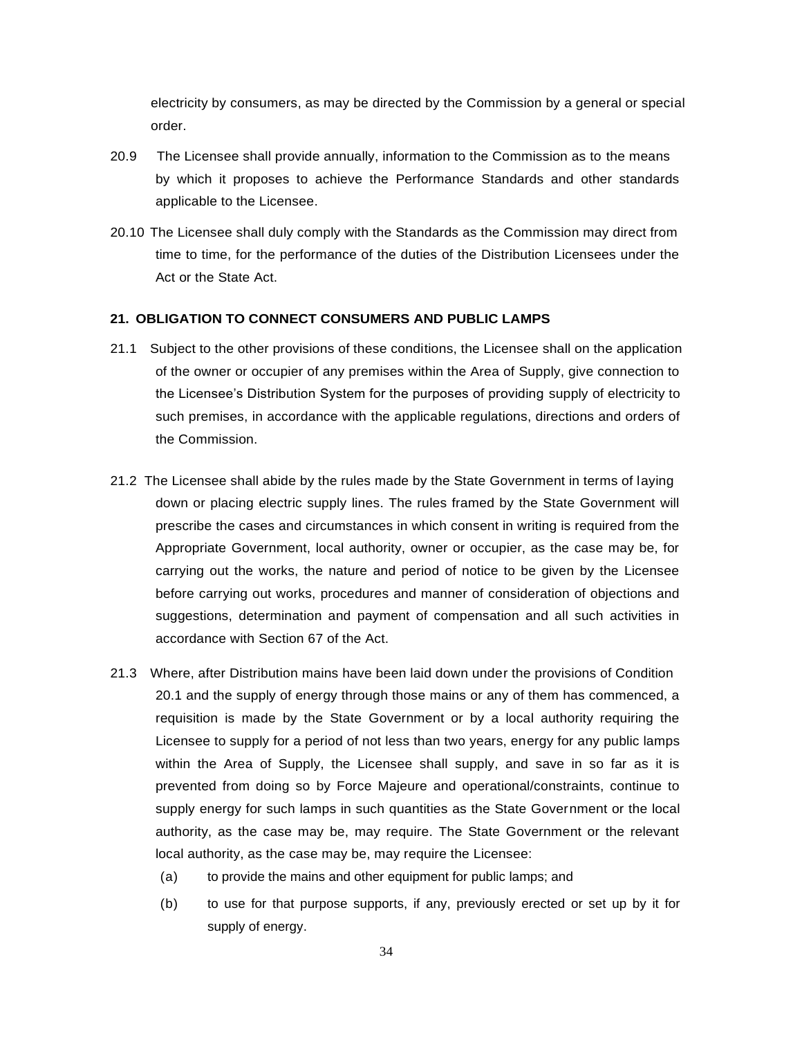electricity by consumers, as may be directed by the Commission by a general or special order.

20.9 The Licensee shall provide annually, information to the Commission as to the means by which it proposes to achieve the Performance Standards and other standards applicable to the Licensee.

20.10 The Licensee shall duly comply with the Standards as the Commission may direct from time to time, for the performance of the duties of the Distribution Licensees under the Act or the State Act.

## 21. OBLIGATION TO CONNECT CONSUMERS AND PUBLIC LAMPS

21.1 Subject to the other provisions of these conditions, the Licensee shall on the application of the owner or occupier of any premises within the Area of Supply, give connection to the Licensee's Distribution System for the purposes of providing supply of electricity to such premises, in accordance with the applicable regulations, directions and orders of the Commission.

21.2 The Licensee shall abide by the rules made by the State Government in terms of laying down or placing electric supply lines. The rules framed by the State Government will prescribe the cases and circumstances in which consent in writing is required from the Appropriate Government, local authority, owner or occupier, as the case may be, for carrying out the works, the nature and period of notice to be given by the Licensee before carrying out works, procedures and manner of consideration of objections and suggestions, determination and payment of compensation and all such activities in accordance with Section 67 of the Act.

21.3 Where, after Distribution mains have been laid down under the provisions of Condition 20.1 and the supply of energy through those mains or any of them has commenced, a requisition is made by the State Government or by a local authority requiring the Licensee to supply for a period of not less than two years, energy for any public lamps within the Area of Supply, the Licensee shall supply, and save in so far as it is prevented from doing so by Force Majeure and operational/constraints, continue to supply energy for such lamps in such quantities as the State Government or the local authority, as the case may be, may require. The State Government or the relevant local authority, as the case may be, may require the Licensee:

(a) to provide the mains and other equipment for public lamps; and

(b) to use for that purpose supports, if any, previously erected or set up by it for supply of energy.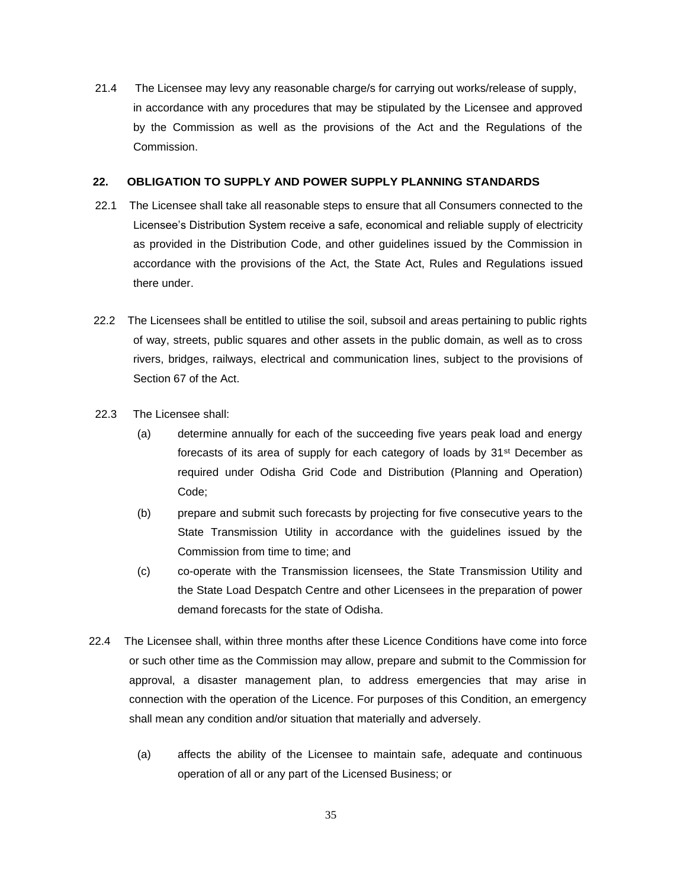21.4 The Licensee may levy any reasonable charge/s for carrying out works/release of supply, in accordance with any procedures that may be stipulated by the Licensee and approved by the Commission as well as the provisions of the Act and the Regulations of the Commission.

## 22. OBLIGATION TO SUPPLY AND POWER SUPPLY PLANNING STANDARDS

22.1 The Licensee shall take all reasonable steps to ensure that all Consumers connected to the Licensee's Distribution System receive a safe, economical and reliable supply of electricity as provided in the Distribution Code, and other guidelines issued by the Commission in accordance with the provisions of the Act, the State Act, Rules and Regulations issued there under.

22.2 The Licensees shall be entitled to utilise the soil, subsoil and areas pertaining to public rights of way, streets, public squares and other assets in the public domain, as well as to cross rivers, bridges, railways, electrical and communication lines, subject to the provisions of Section 67 of the Act.

22.3 The Licensee shall:

(a) determine annually for each of the succeeding five years peak load and energy forecasts of its area of supply for each category of loads by 31st December as required under Odisha Grid Code and Distribution (Planning and Operation) Code;

(b) prepare and submit such forecasts by projecting for five consecutive years to the State Transmission Utility in accordance with the guidelines issued by the Commission from time to time; and

(c) co-operate with the Transmission licensees, the State Transmission Utility and the State Load Despatch Centre and other Licensees in the preparation of power demand forecasts for the state of Odisha.

22.4 The Licensee shall, within three months after these Licence Conditions have come into force or such other time as the Commission may allow, prepare and submit to the Commission for approval, a disaster management plan, to address emergencies that may arise in connection with the operation of the Licence. For purposes of this Condition, an emergency shall mean any condition and/or situation that materially and adversely.

(a) affects the ability of the Licensee to maintain safe, adequate and continuous operation of all or any part of the Licensed Business; or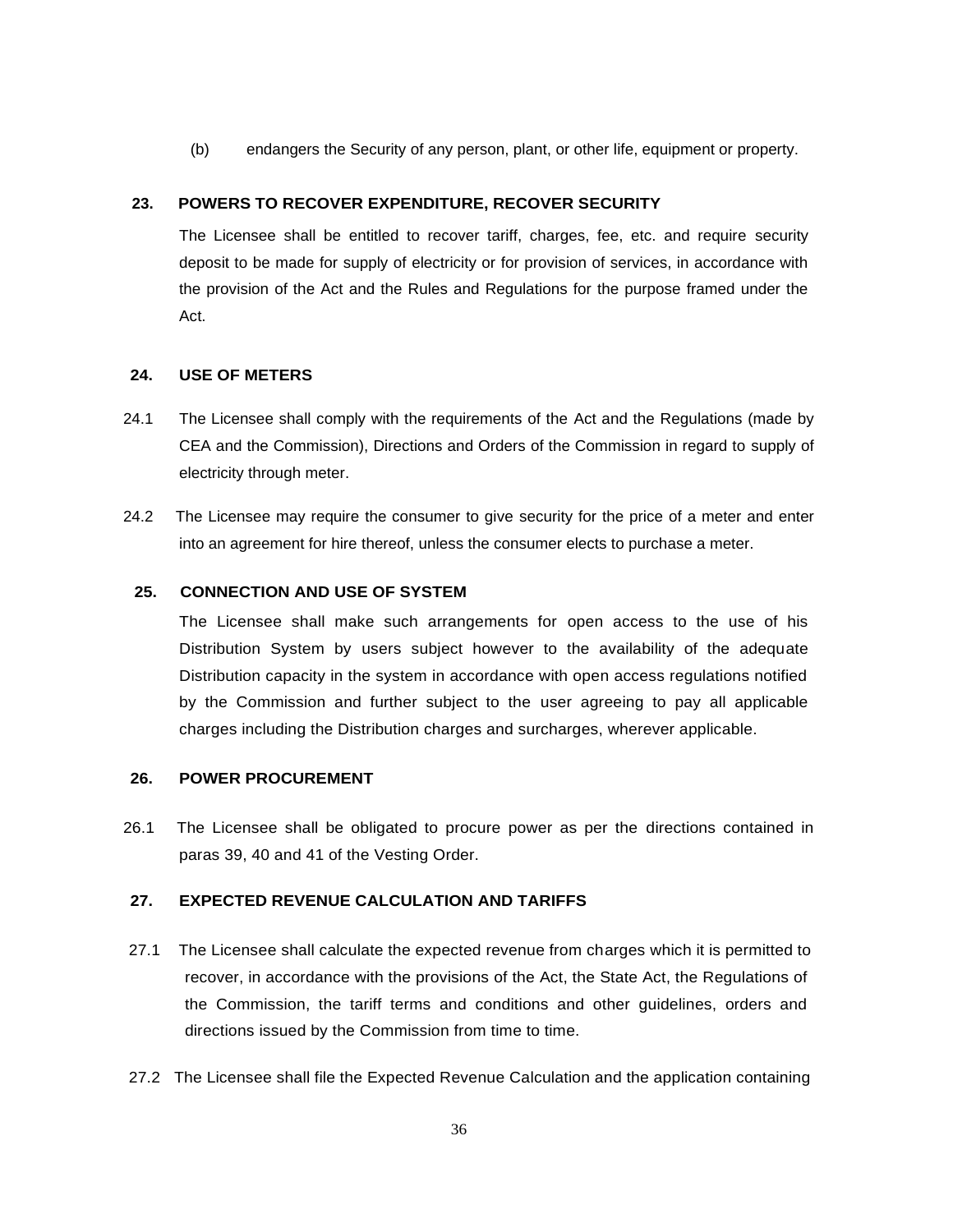(b) endangers the Security of any person, plant, or other life, equipment or property.

## 23. POWERS TO RECOVER EXPENDITURE, RECOVER SECURITY

The Licensee shall be entitled to recover tariff, charges, fee, etc. and require security deposit to be made for supply of electricity or for provision of services, in accordance with the provision of the Act and the Rules and Regulations for the purpose framed under the Act.

## 24. USE OF METERS

24.1 The Licensee shall comply with the requirements of the Act and the Regulations (made by CEA and the Commission), Directions and Orders of the Commission in regard to supply of electricity through meter.

24.2 The Licensee may require the consumer to give security for the price of a meter and enter into an agreement for hire thereof, unless the consumer elects to purchase a meter.

## 25. CONNECTION AND USE OF SYSTEM

The Licensee shall make such arrangements for open access to the use of his Distribution System by users subject however to the availability of the adequate Distribution capacity in the system in accordance with open access regulations notified by the Commission and further subject to the user agreeing to pay all applicable charges including the Distribution charges and surcharges, wherever applicable.

## 26. POWER PROCUREMENT

26.1 The Licensee shall be obligated to procure power as per the directions contained in paras 39, 40 and 41 of the Vesting Order.

## 27. EXPECTED REVENUE CALCULATION AND TARIFFS

27.1 The Licensee shall calculate the expected revenue from charges which it is permitted to recover, in accordance with the provisions of the Act, the State Act, the Regulations of the Commission, the tariff terms and conditions and other guidelines, orders and directions issued by the Commission from time to time.

27.2 The Licensee shall file the Expected Revenue Calculation and the application containing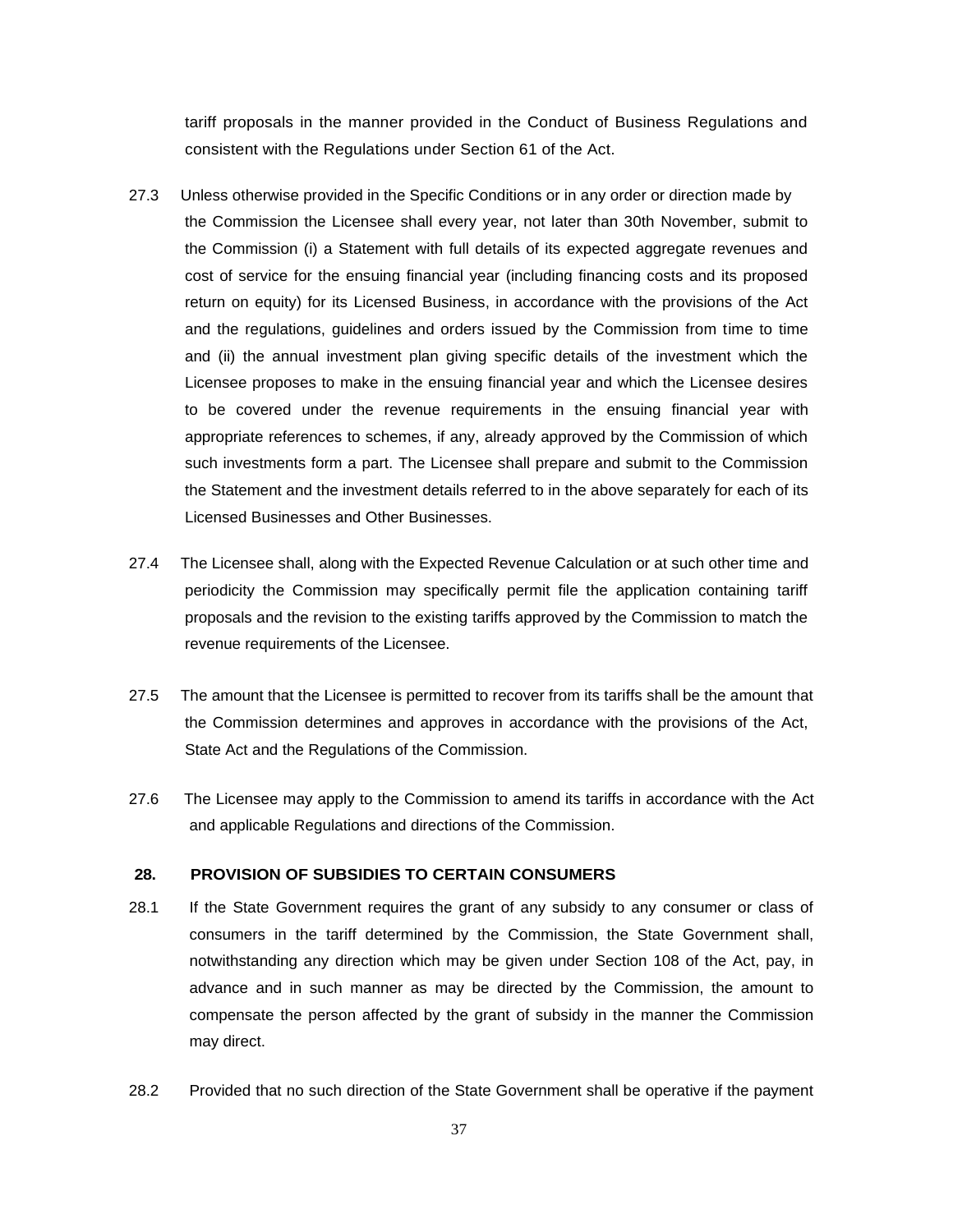tariff proposals in the manner provided in the Conduct of Business Regulations and consistent with the Regulations under Section 61 of the Act.

27.3 Unless otherwise provided in the Specific Conditions or in any order or direction made by the Commission the Licensee shall every year, not later than 30th November, submit to the Commission (i) a Statement with full details of its expected aggregate revenues and cost of service for the ensuing financial year (including financing costs and its proposed return on equity) for its Licensed Business, in accordance with the provisions of the Act and the regulations, guidelines and orders issued by the Commission from time to time and (ii) the annual investment plan giving specific details of the investment which the Licensee proposes to make in the ensuing financial year and which the Licensee desires to be covered under the revenue requirements in the ensuing financial year with appropriate references to schemes, if any, already approved by the Commission of which such investments form a part. The Licensee shall prepare and submit to the Commission the Statement and the investment details referred to in the above separately for each of its Licensed Businesses and Other Businesses.

27.4 The Licensee shall, along with the Expected Revenue Calculation or at such other time and periodicity the Commission may specifically permit file the application containing tariff proposals and the revision to the existing tariffs approved by the Commission to match the revenue requirements of the Licensee.

27.5 The amount that the Licensee is permitted to recover from its tariffs shall be the amount that the Commission determines and approves in accordance with the provisions of the Act, State Act and the Regulations of the Commission.

27.6 The Licensee may apply to the Commission to amend its tariffs in accordance with the Act and applicable Regulations and directions of the Commission.

## 28. PROVISION OF SUBSIDIES TO CERTAIN CONSUMERS

28.1 If the State Government requires the grant of any subsidy to any consumer or class of consumers in the tariff determined by the Commission, the State Government shall, notwithstanding any direction which may be given under Section 108 of the Act, pay, in advance and in such manner as may be directed by the Commission, the amount to compensate the person affected by the grant of subsidy in the manner the Commission may direct.

28.2 Provided that no such direction of the State Government shall be operative if the payment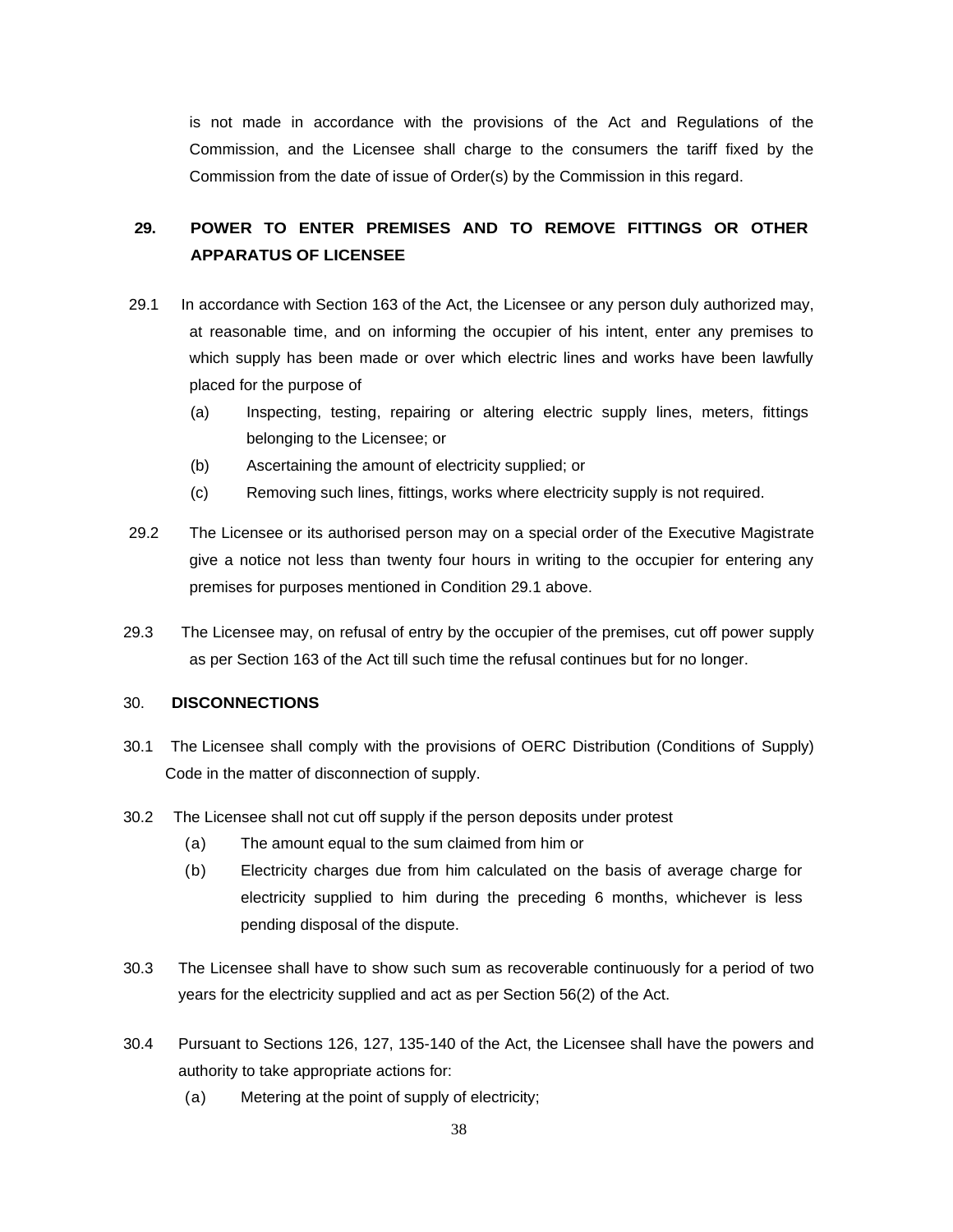is not made in accordance with the provisions of the Act and Regulations of the Commission, and the Licensee shall charge to the consumers the tariff fixed by the Commission from the date of issue of Order(s) by the Commission in this regard.

## 29. POWER TO ENTER PREMISES AND TO REMOVE FITTINGS OR OTHER APPARATUS OF LICENSEE

29.1 In accordance with Section 163 of the Act, the Licensee or any person duly authorized may, at reasonable time, and on informing the occupier of his intent, enter any premises to which supply has been made or over which electric lines and works have been lawfully placed for the purpose of

(a) Inspecting, testing, repairing or altering electric supply lines, meters, fittings belonging to the Licensee; or

(b) Ascertaining the amount of electricity supplied; or

(c) Removing such lines, fittings, works where electricity supply is not required.

29.2 The Licensee or its authorised person may on a special order of the Executive Magistrate give a notice not less than twenty four hours in writing to the occupier for entering any premises for purposes mentioned in Condition 29.1 above.

29.3 The Licensee may, on refusal of entry by the occupier of the premises, cut off power supply as per Section 163 of the Act till such time the refusal continues but for no longer.

## 30. DISCONNECTIONS

30.1 The Licensee shall comply with the provisions of OERC Distribution (Conditions of Supply) Code in the matter of disconnection of supply.

30.2 The Licensee shall not cut off supply if the person deposits under protest

(a) The amount equal to the sum claimed from him or

(b) Electricity charges due from him calculated on the basis of average charge for electricity supplied to him during the preceding 6 months, whichever is less pending disposal of the dispute.

30.3 The Licensee shall have to show such sum as recoverable continuously for a period of two years for the electricity supplied and act as per Section 56(2) of the Act.

30.4 Pursuant to Sections 126, 127, 135-140 of the Act, the Licensee shall have the powers and authority to take appropriate actions for:

(a) Metering at the point of supply of electricity;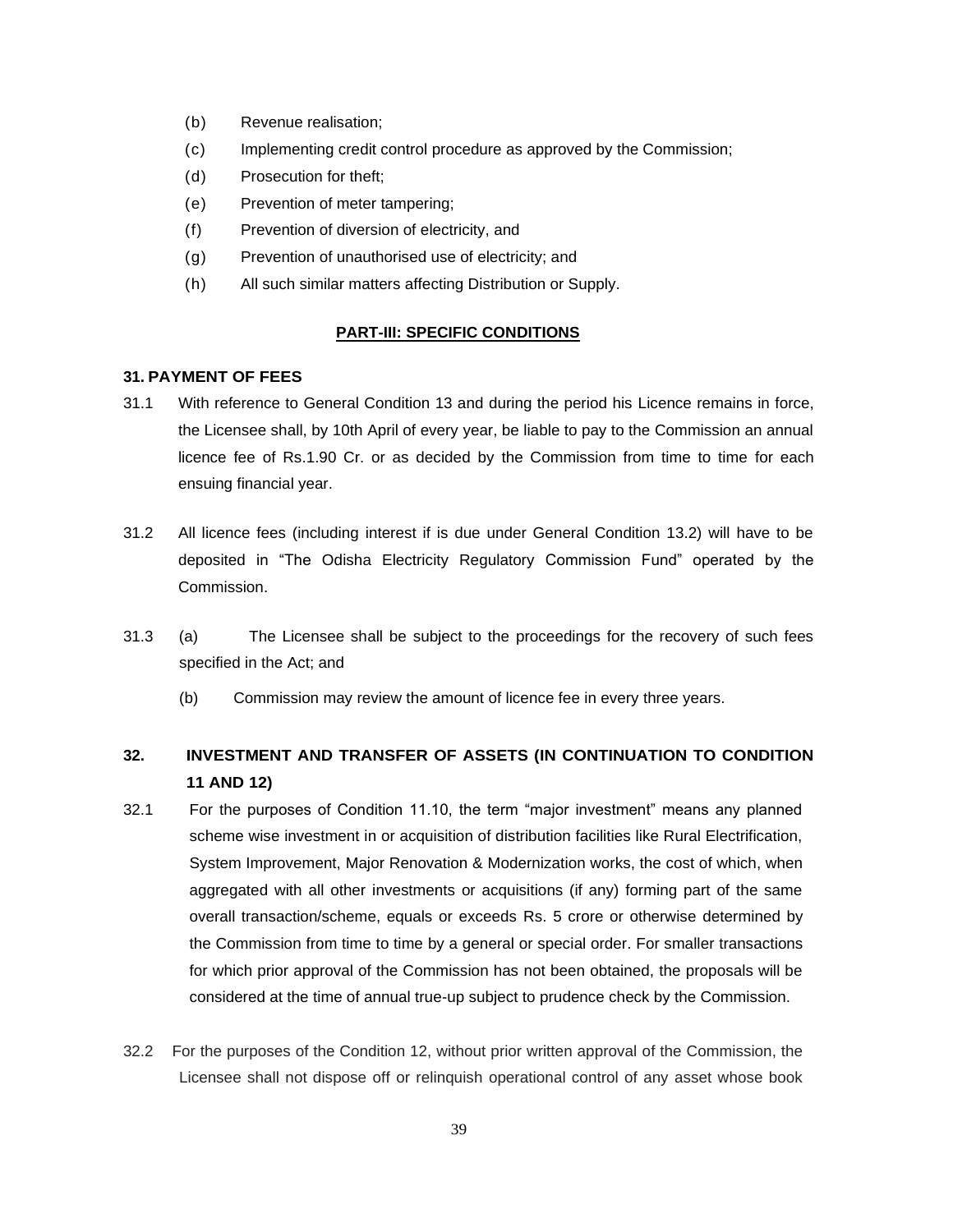(b) Revenue realisation;

(c) Implementing credit control procedure as approved by the Commission;

(d) Prosecution for theft;

(e) Prevention of meter tampering;

(f) Prevention of diversion of electricity, and

(g) Prevention of unauthorised use of electricity; and

(h) All such similar matters affecting Distribution or Supply.

## PART-III: SPECIFIC CONDITIONS

### 31. PAYMENT OF FEES

31.1 With reference to General Condition 13 and during the period his Licence remains in force, the Licensee shall, by 10th April of every year, be liable to pay to the Commission an annual licence fee of Rs.1.90 Cr. or as decided by the Commission from time to time for each ensuing financial year.

31.2 All licence fees (including interest if is due under General Condition 13.2) will have to be deposited in "The Odisha Electricity Regulatory Commission Fund" operated by the Commission.

31.3 (a) The Licensee shall be subject to the proceedings for the recovery of such fees specified in the Act; and

(b) Commission may review the amount of licence fee in every three years.

### 32. INVESTMENT AND TRANSFER OF ASSETS (IN CONTINUATION TO CONDITION 11 AND 12)

32.1 For the purposes of Condition 11.10, the term "major investment" means any planned scheme wise investment in or acquisition of distribution facilities like Rural Electrification, System Improvement, Major Renovation & Modernization works, the cost of which, when aggregated with all other investments or acquisitions (if any) forming part of the same overall transaction/scheme, equals or exceeds Rs. 5 crore or otherwise determined by the Commission from time to time by a general or special order. For smaller transactions for which prior approval of the Commission has not been obtained, the proposals will be considered at the time of annual true-up subject to prudence check by the Commission.

32.2 For the purposes of the Condition 12, without prior written approval of the Commission, the Licensee shall not dispose off or relinquish operational control of any asset whose book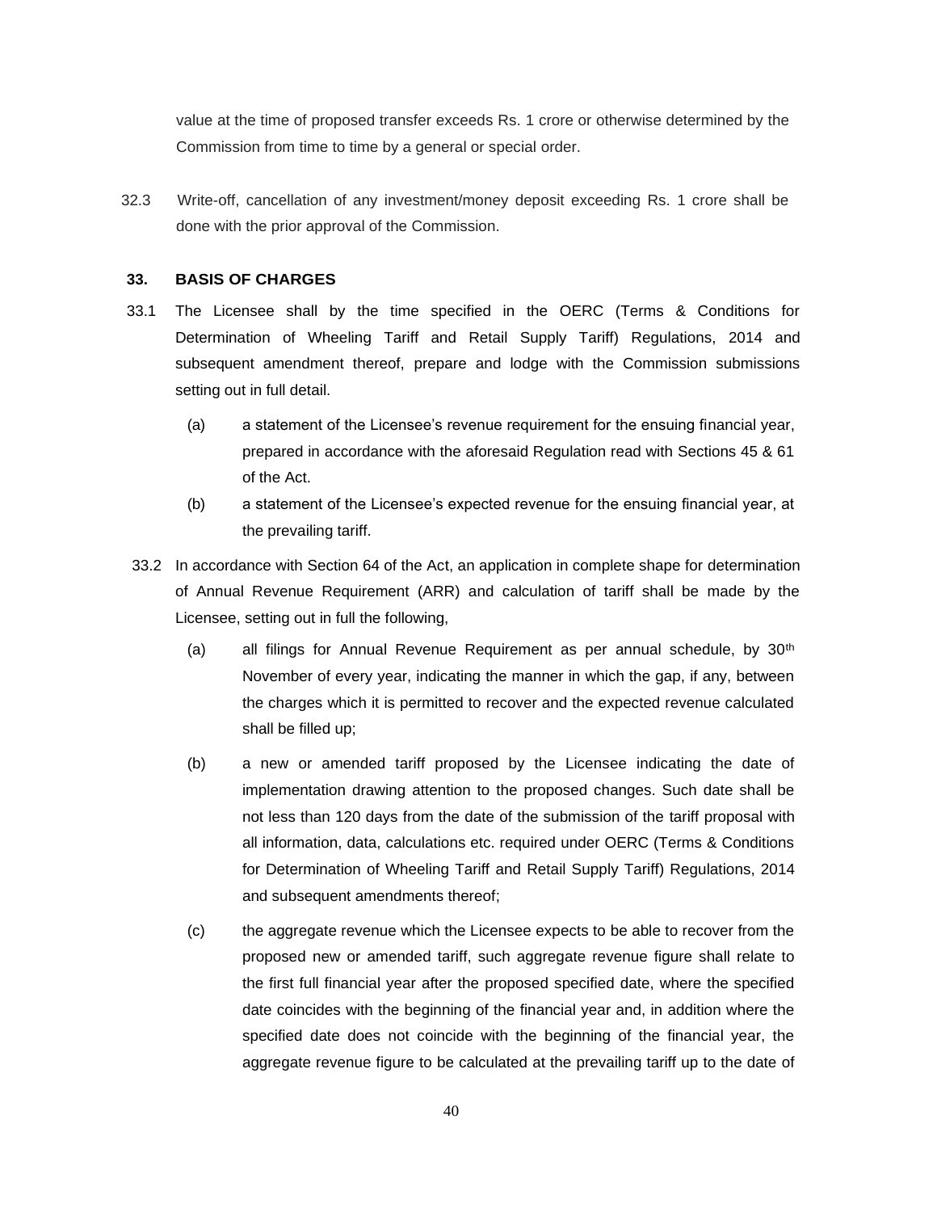value at the time of proposed transfer exceeds Rs. 1 crore or otherwise determined by the Commission from time to time by a general or special order.

32.3 Write-off, cancellation of any investment/money deposit exceeding Rs. 1 crore shall be done with the prior approval of the Commission.

### 33. BASIS OF CHARGES

33.1 The Licensee shall by the time specified in the OERC (Terms & Conditions for Determination of Wheeling Tariff and Retail Supply Tariff) Regulations, 2014 and subsequent amendment thereof, prepare and lodge with the Commission submissions setting out in full detail.

(a) a statement of the Licensee's revenue requirement for the ensuing financial year, prepared in accordance with the aforesaid Regulation read with Sections 45 & 61 of the Act.

(b) a statement of the Licensee's expected revenue for the ensuing financial year, at the prevailing tariff.

33.2 In accordance with Section 64 of the Act, an application in complete shape for determination of Annual Revenue Requirement (ARR) and calculation of tariff shall be made by the Licensee, setting out in full the following,

(a) all filings for Annual Revenue Requirement as per annual schedule, by 30th November of every year, indicating the manner in which the gap, if any, between the charges which it is permitted to recover and the expected revenue calculated shall be filled up;

(b) a new or amended tariff proposed by the Licensee indicating the date of implementation drawing attention to the proposed changes. Such date shall be not less than 120 days from the date of the submission of the tariff proposal with all information, data, calculations etc. required under OERC (Terms & Conditions for Determination of Wheeling Tariff and Retail Supply Tariff) Regulations, 2014 and subsequent amendments thereof;

(c) the aggregate revenue which the Licensee expects to be able to recover from the proposed new or amended tariff, such aggregate revenue figure shall relate to the first full financial year after the proposed specified date, where the specified date coincides with the beginning of the financial year and, in addition where the specified date does not coincide with the beginning of the financial year, the aggregate revenue figure to be calculated at the prevailing tariff up to the date of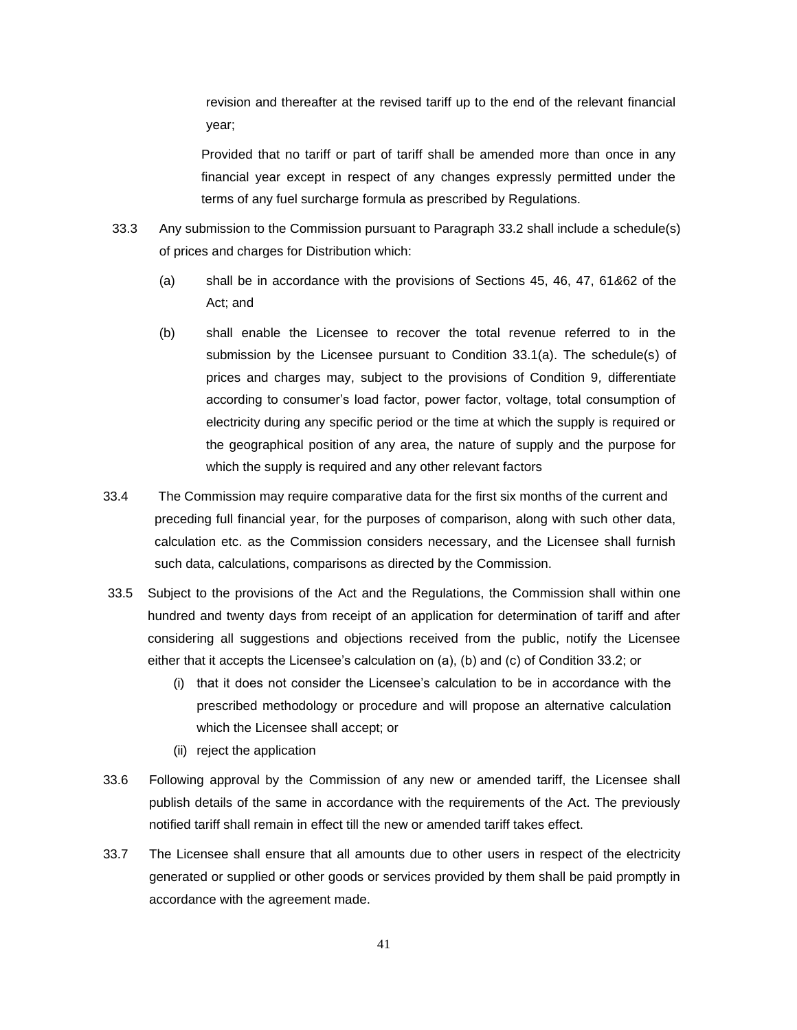revision and thereafter at the revised tariff up to the end of the relevant financial year;

Provided that no tariff or part of tariff shall be amended more than once in any financial year except in respect of any changes expressly permitted under the terms of any fuel surcharge formula as prescribed by Regulations.

33.3 Any submission to the Commission pursuant to Paragraph 33.2 shall include a schedule(s) of prices and charges for Distribution which:

(a) shall be in accordance with the provisions of Sections 45, 46, 47, 61&62 of the Act; and

(b) shall enable the Licensee to recover the total revenue referred to in the submission by the Licensee pursuant to Condition 33.1(a). The schedule(s) of prices and charges may, subject to the provisions of Condition 9, differentiate according to consumer's load factor, power factor, voltage, total consumption of electricity during any specific period or the time at which the supply is required or the geographical position of any area, the nature of supply and the purpose for which the supply is required and any other relevant factors

33.4 The Commission may require comparative data for the first six months of the current and preceding full financial year, for the purposes of comparison, along with such other data, calculation etc. as the Commission considers necessary, and the Licensee shall furnish such data, calculations, comparisons as directed by the Commission.

33.5 Subject to the provisions of the Act and the Regulations, the Commission shall within one hundred and twenty days from receipt of an application for determination of tariff and after considering all suggestions and objections received from the public, notify the Licensee either that it accepts the Licensee's calculation on (a), (b) and (c) of Condition 33.2; or

(i) that it does not consider the Licensee's calculation to be in accordance with the prescribed methodology or procedure and will propose an alternative calculation which the Licensee shall accept; or

(ii) reject the application

33.6 Following approval by the Commission of any new or amended tariff, the Licensee shall publish details of the same in accordance with the requirements of the Act. The previously notified tariff shall remain in effect till the new or amended tariff takes effect.

33.7 The Licensee shall ensure that all amounts due to other users in respect of the electricity generated or supplied or other goods or services provided by them shall be paid promptly in accordance with the agreement made.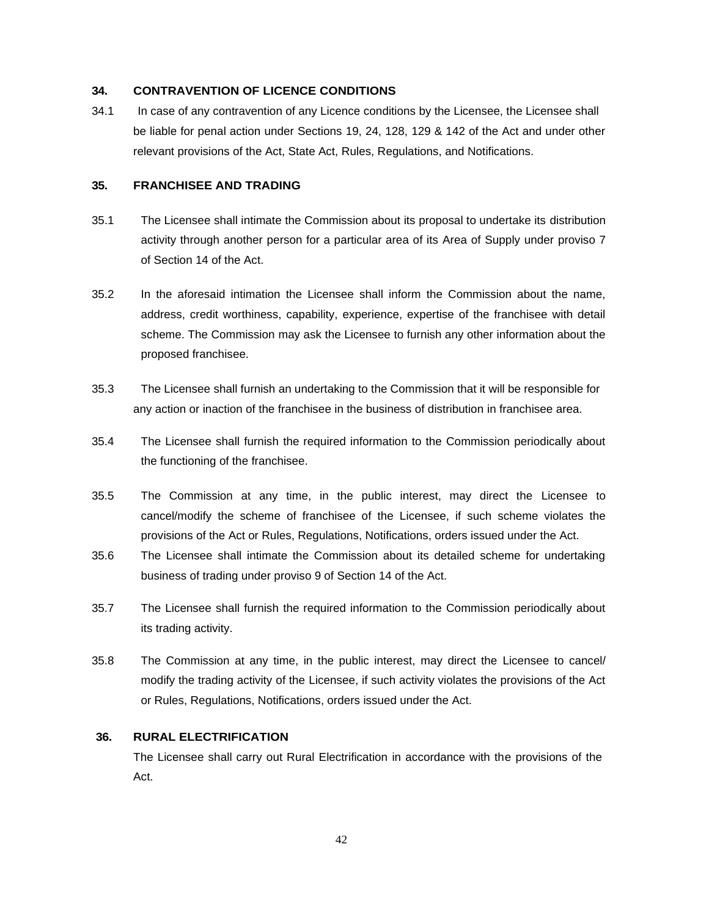## 34. CONTRAVENTION OF LICENCE CONDITIONS

34.1 In case of any contravention of any Licence conditions by the Licensee, the Licensee shall be liable for penal action under Sections 19, 24, 128, 129 & 142 of the Act and under other relevant provisions of the Act, State Act, Rules, Regulations, and Notifications.

## 35. FRANCHISEE AND TRADING

35.1 The Licensee shall intimate the Commission about its proposal to undertake its distribution activity through another person for a particular area of its Area of Supply under proviso 7 of Section 14 of the Act.

35.2 In the aforesaid intimation the Licensee shall inform the Commission about the name, address, credit worthiness, capability, experience, expertise of the franchisee with detail scheme. The Commission may ask the Licensee to furnish any other information about the proposed franchisee.

35.3 The Licensee shall furnish an undertaking to the Commission that it will be responsible for any action or inaction of the franchisee in the business of distribution in franchisee area.

35.4 The Licensee shall furnish the required information to the Commission periodically about the functioning of the franchisee.

35.5 The Commission at any time, in the public interest, may direct the Licensee to cancel/modify the scheme of franchisee of the Licensee, if such scheme violates the provisions of the Act or Rules, Regulations, Notifications, orders issued under the Act.

35.6 The Licensee shall intimate the Commission about its detailed scheme for undertaking business of trading under proviso 9 of Section 14 of the Act.

35.7 The Licensee shall furnish the required information to the Commission periodically about its trading activity.

35.8 The Commission at any time, in the public interest, may direct the Licensee to cancel/ modify the trading activity of the Licensee, if such activity violates the provisions of the Act or Rules, Regulations, Notifications, orders issued under the Act.

## 36. RURAL ELECTRIFICATION

The Licensee shall carry out Rural Electrification in accordance with the provisions of the Act.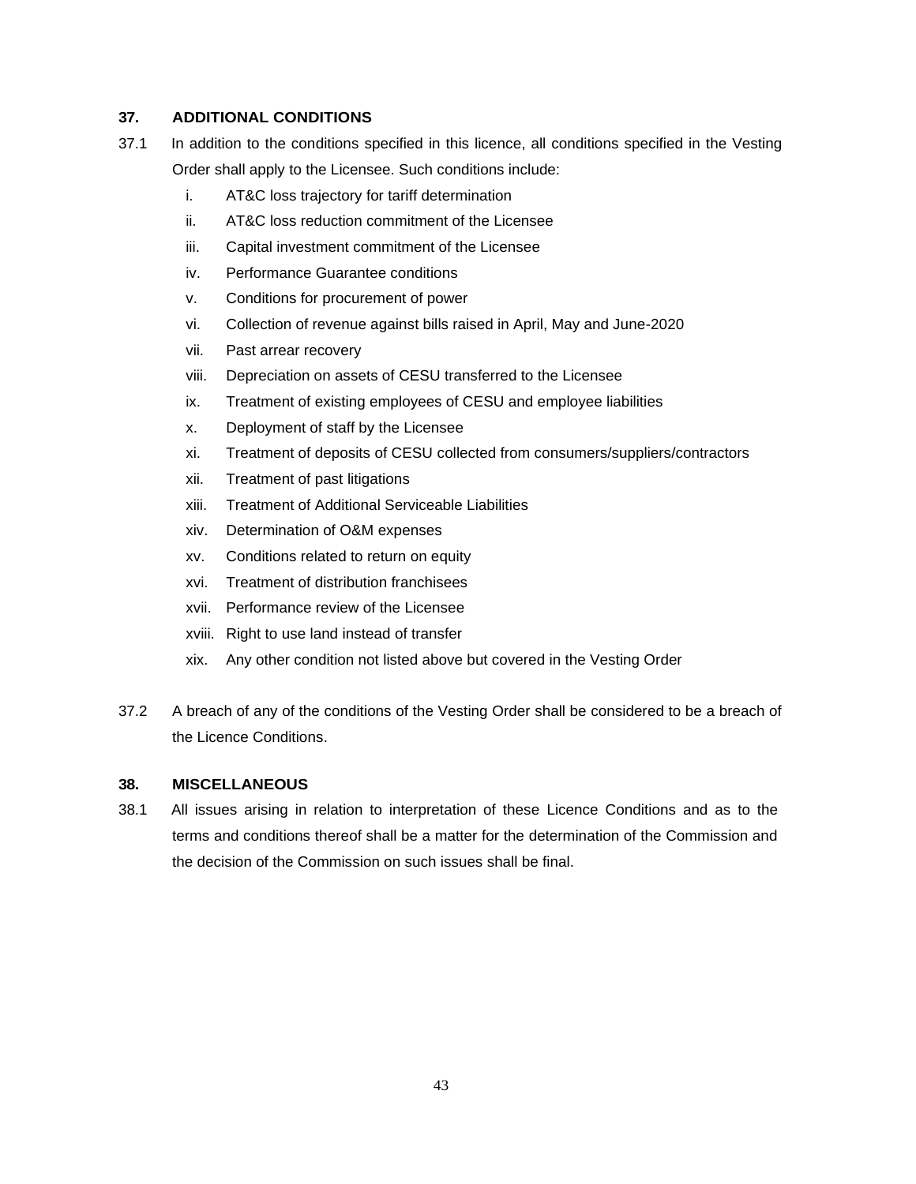## 37. ADDITIONAL CONDITIONS

37.1 In addition to the conditions specified in this licence, all conditions specified in the Vesting Order shall apply to the Licensee. Such conditions include:

- i. AT&C loss trajectory for tariff determination
- ii. AT&C loss reduction commitment of the Licensee
- iii. Capital investment commitment of the Licensee
- iv. Performance Guarantee conditions
- v. Conditions for procurement of power
- vi. Collection of revenue against bills raised in April, May and June-2020
- vii. Past arrear recovery
- viii. Depreciation on assets of CESU transferred to the Licensee
- ix. Treatment of existing employees of CESU and employee liabilities
- x. Deployment of staff by the Licensee
- xi. Treatment of deposits of CESU collected from consumers/suppliers/contractors
- xii. Treatment of past litigations
- xiii. Treatment of Additional Serviceable Liabilities
- xiv. Determination of O&M expenses
- xv. Conditions related to return on equity
- xvi. Treatment of distribution franchisees
- xvii. Performance review of the Licensee
- xviii. Right to use land instead of transfer
- xix. Any other condition not listed above but covered in the Vesting Order

37.2 A breach of any of the conditions of the Vesting Order shall be considered to be a breach of the Licence Conditions.

## 38. MISCELLANEOUS

38.1 All issues arising in relation to interpretation of these Licence Conditions and as to the terms and conditions thereof shall be a matter for the determination of the Commission and the decision of the Commission on such issues shall be final.